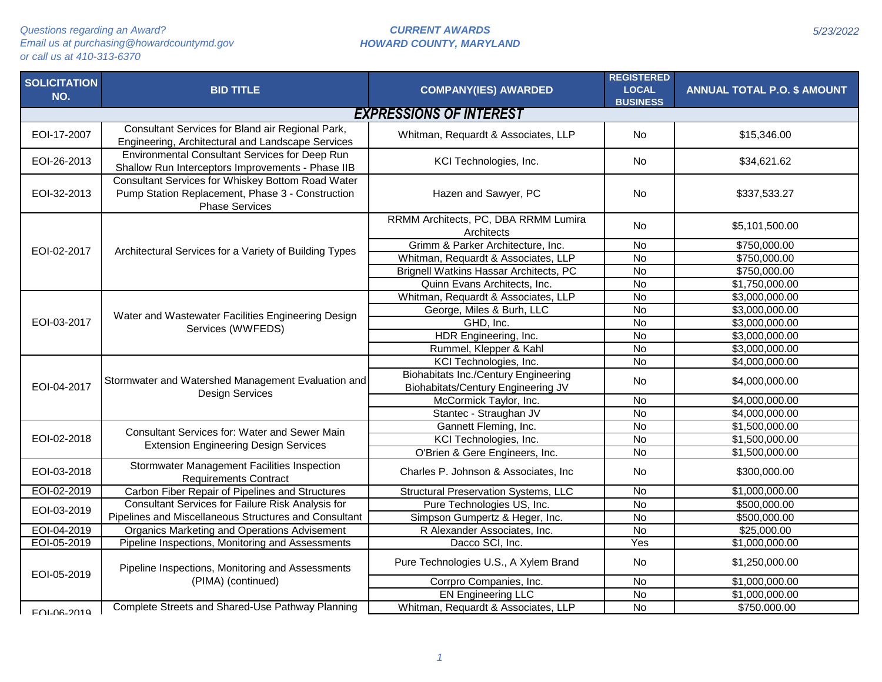Questions regarding an Award?
Email us at purchasing@howardcountymd.gov
or call us at 410-313-6370

**CURRENT AWARDS**
**HOWARD COUNTY, MARYLAND**

5/23/2022

| SOLICITATION NO. | BID TITLE | COMPANY(IES) AWARDED | REGISTERED LOCAL BUSINESS | ANNUAL TOTAL P.O. $ AMOUNT |
|---|---|---|---|---|
| **EXPRESSIONS OF INTEREST** | | | | |
| EOI-17-2007 | Consultant Services for Bland air Regional Park, Engineering, Architectural and Landscape Services | Whitman, Requardt & Associates, LLP | No | $15,346.00 |
| EOI-26-2013 | Environmental Consultant Services for Deep Run Shallow Run Interceptors Improvements - Phase IIB | KCI Technologies, Inc. | No | $34,621.62 |
| EOI-32-2013 | Consultant Services for Whiskey Bottom Road Water Pump Station Replacement, Phase 3 - Construction Phase Services | Hazen and Sawyer, PC | No | $337,533.27 |
| EOI-02-2017 | Architectural Services for a Variety of Building Types | RRMM Architects, PC, DBA RRMM Lumira Architects | No | $5,101,500.00 |
| | | Grimm & Parker Architecture, Inc. | No | $750,000.00 |
| | | Whitman, Requardt & Associates, LLP | No | $750,000.00 |
| | | Brignell Watkins Hassar Architects, PC | No | $750,000.00 |
| | | Quinn Evans Architects, Inc. | No | $1,750,000.00 |
| EOI-03-2017 | Water and Wastewater Facilities Engineering Design Services (WWFEDS) | Whitman, Requardt & Associates, LLP | No | $3,000,000.00 |
| | | George, Miles & Burh, LLC | No | $3,000,000.00 |
| | | GHD, Inc. | No | $3,000,000.00 |
| | | HDR Engineering, Inc. | No | $3,000,000.00 |
| | | Rummel, Klepper & Kahl | No | $3,000,000.00 |
| EOI-04-2017 | Stormwater and Watershed Management Evaluation and Design Services | KCI Technologies, Inc. | No | $4,000,000.00 |
| | | Biohabitats Inc./Century Engineering Biohabitats/Century Engineering JV | No | $4,000,000.00 |
| | | McCormick Taylor, Inc. | No | $4,000,000.00 |
| | | Stantec - Straughan JV | No | $4,000,000.00 |
| EOI-02-2018 | Consultant Services for: Water and Sewer Main Extension Engineering Design Services | Gannett Fleming, Inc. | No | $1,500,000.00 |
| | | KCI Technologies, Inc. | No | $1,500,000.00 |
| | | O'Brien & Gere Engineers, Inc. | No | $1,500,000.00 |
| EOI-03-2018 | Stormwater Management Facilities Inspection Requirements Contract | Charles P. Johnson & Associates, Inc | No | $300,000.00 |
| EOI-02-2019 | Carbon Fiber Repair of Pipelines and Structures | Structural Preservation Systems, LLC | No | $1,000,000.00 |
| EOI-03-2019 | Consultant Services for Failure Risk Analysis for Pipelines and Miscellaneous Structures and Consultant | Pure Technologies US, Inc. | No | $500,000.00 |
| | | Simpson Gumpertz & Heger, Inc. | No | $500,000.00 |
| EOI-04-2019 | Organics Marketing and Operations Advisement | R Alexander Associates, Inc. | No | $25,000.00 |
| EOI-05-2019 | Pipeline Inspections, Monitoring and Assessments | Dacco SCI, Inc. | Yes | $1,000,000.00 |
| EOI-05-2019 | Pipeline Inspections, Monitoring and Assessments (PIMA) (continued) | Pure Technologies U.S., A Xylem Brand | No | $1,250,000.00 |
| | | Corrpro Companies, Inc. | No | $1,000,000.00 |
| | | EN Engineering LLC | No | $1,000,000.00 |
| EOI-06-2019 | Complete Streets and Shared-Use Pathway Planning | Whitman, Requardt & Associates, LLP | No | $750,000.00 |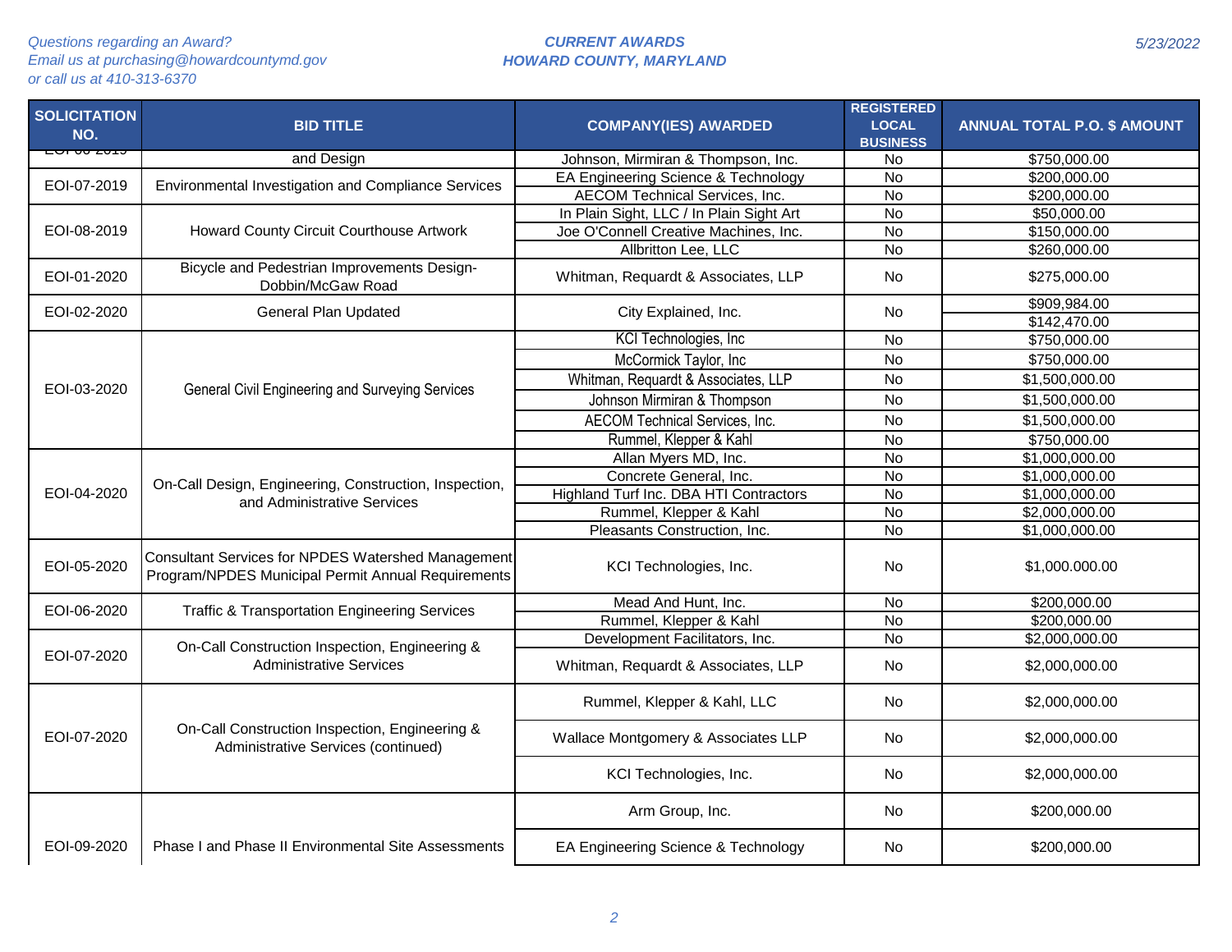Questions regarding an Award?
Email us at purchasing@howardcountymd.gov
or call us at 410-313-6370

**CURRENT AWARDS**
**HOWARD COUNTY, MARYLAND**

5/23/2022

| SOLICITATION NO. | BID TITLE | COMPANY(IES) AWARDED | REGISTERED LOCAL BUSINESS | ANNUAL TOTAL P.O. $ AMOUNT |
|---|---|---|---|---|
| EOI-06-2019 | and Design | Johnson, Mirmiran & Thompson, Inc. | No | $750,000.00 |
| EOI-07-2019 | Environmental Investigation and Compliance Services | EA Engineering Science & Technology | No | $200,000.00 |
| | | AECOM Technical Services, Inc. | No | $200,000.00 |
| EOI-08-2019 | Howard County Circuit Courthouse Artwork | In Plain Sight, LLC / In Plain Sight Art | No | $50,000.00 |
| | | Joe O'Connell Creative Machines, Inc. | No | $150,000.00 |
| | | Allbritton Lee, LLC | No | $260,000.00 |
| EOI-01-2020 | Bicycle and Pedestrian Improvements Design-Dobbin/McGaw Road | Whitman, Requardt & Associates, LLP | No | $275,000.00 |
| EOI-02-2020 | General Plan Updated | City Explained, Inc. | No | $909,984.00 |
| | | | | $142,470.00 |
| EOI-03-2020 | General Civil Engineering and Surveying Services | KCI Technologies, Inc | No | $750,000.00 |
| | | McCormick Taylor, Inc | No | $750,000.00 |
| | | Whitman, Requardt & Associates, LLP | No | $1,500,000.00 |
| | | Johnson Mirmiran & Thompson | No | $1,500,000.00 |
| | | AECOM Technical Services, Inc. | No | $1,500,000.00 |
| | | Rummel, Klepper & Kahl | No | $750,000.00 |
| EOI-04-2020 | On-Call Design, Engineering, Construction, Inspection, and Administrative Services | Allan Myers MD, Inc. | No | $1,000,000.00 |
| | | Concrete General, Inc. | No | $1,000,000.00 |
| | | Highland Turf Inc. DBA HTI Contractors | No | $1,000,000.00 |
| | | Rummel, Klepper & Kahl | No | $2,000,000.00 |
| | | Pleasants Construction, Inc. | No | $1,000,000.00 |
| EOI-05-2020 | Consultant Services for NPDES Watershed Management Program/NPDES Municipal Permit Annual Requirements | KCI Technologies, Inc. | No | $1,000.000.00 |
| EOI-06-2020 | Traffic & Transportation Engineering Services | Mead And Hunt, Inc. | No | $200,000.00 |
| | | Rummel, Klepper & Kahl | No | $200,000.00 |
| EOI-07-2020 | On-Call Construction Inspection, Engineering & Administrative Services | Development Facilitators, Inc. | No | $2,000,000.00 |
| | | Whitman, Requardt & Associates, LLP | No | $2,000,000.00 |
| EOI-07-2020 | On-Call Construction Inspection, Engineering & Administrative Services (continued) | Rummel, Klepper & Kahl, LLC | No | $2,000,000.00 |
| | | Wallace Montgomery & Associates LLP | No | $2,000,000.00 |
| | | KCI Technologies, Inc. | No | $2,000,000.00 |
| EOI-09-2020 | Phase I and Phase II Environmental Site Assessments | Arm Group, Inc. | No | $200,000.00 |
| | | EA Engineering Science & Technology | No | $200,000.00 |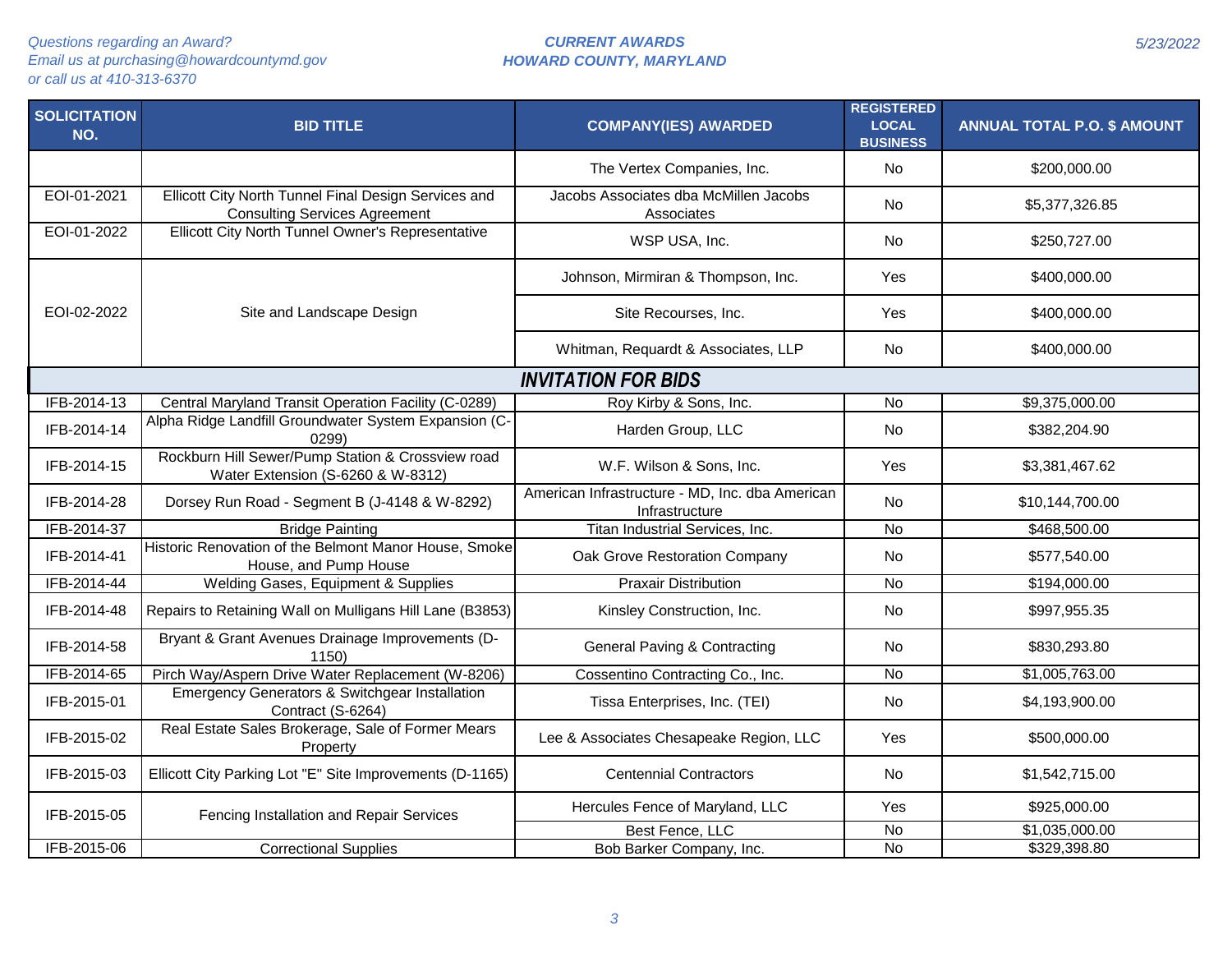*Questions regarding an Award?*
*Email us at purchasing@howardcountymd.gov*
*or call us at 410-313-6370*

***CURRENT AWARDS***
***HOWARD COUNTY, MARYLAND***

*5/23/2022*

| SOLICITATION NO. | BID TITLE | COMPANY(IES) AWARDED | REGISTERED LOCAL BUSINESS | ANNUAL TOTAL P.O. $ AMOUNT |
|---|---|---|---|---|
| | | The Vertex Companies, Inc. | No | $200,000.00 |
| EOI-01-2021 | Ellicott City North Tunnel Final Design Services and Consulting Services Agreement | Jacobs Associates dba McMillen Jacobs Associates | No | $5,377,326.85 |
| EOI-01-2022 | Ellicott City North Tunnel Owner's Representative | WSP USA, Inc. | No | $250,727.00 |
| EOI-02-2022 | Site and Landscape Design | Johnson, Mirmiran & Thompson, Inc. | Yes | $400,000.00 |
| | | Site Recourses, Inc. | Yes | $400,000.00 |
| | | Whitman, Requardt & Associates, LLP | No | $400,000.00 |
| | ***INVITATION FOR BIDS*** | | | |
| IFB-2014-13 | Central Maryland Transit Operation Facility (C-0289) | Roy Kirby & Sons, Inc. | No | $9,375,000.00 |
| IFB-2014-14 | Alpha Ridge Landfill Groundwater System Expansion (C-0299) | Harden Group, LLC | No | $382,204.90 |
| IFB-2014-15 | Rockburn Hill Sewer/Pump Station & Crossview road Water Extension (S-6260 & W-8312) | W.F. Wilson & Sons, Inc. | Yes | $3,381,467.62 |
| IFB-2014-28 | Dorsey Run Road - Segment B (J-4148 & W-8292) | American Infrastructure - MD, Inc. dba American Infrastructure | No | $10,144,700.00 |
| IFB-2014-37 | Bridge Painting | Titan Industrial Services, Inc. | No | $468,500.00 |
| IFB-2014-41 | Historic Renovation of the Belmont Manor House, Smoke House, and Pump House | Oak Grove Restoration Company | No | $577,540.00 |
| IFB-2014-44 | Welding Gases, Equipment & Supplies | Praxair Distribution | No | $194,000.00 |
| IFB-2014-48 | Repairs to Retaining Wall on Mulligans Hill Lane (B3853) | Kinsley Construction, Inc. | No | $997,955.35 |
| IFB-2014-58 | Bryant & Grant Avenues Drainage Improvements (D-1150) | General Paving & Contracting | No | $830,293.80 |
| IFB-2014-65 | Pirch Way/Aspern Drive Water Replacement (W-8206) | Cossentino Contracting Co., Inc. | No | $1,005,763.00 |
| IFB-2015-01 | Emergency Generators & Switchgear Installation Contract (S-6264) | Tissa Enterprises, Inc. (TEI) | No | $4,193,900.00 |
| IFB-2015-02 | Real Estate Sales Brokerage, Sale of Former Mears Property | Lee & Associates Chesapeake Region, LLC | Yes | $500,000.00 |
| IFB-2015-03 | Ellicott City Parking Lot "E" Site Improvements (D-1165) | Centennial Contractors | No | $1,542,715.00 |
| IFB-2015-05 | Fencing Installation and Repair Services | Hercules Fence of Maryland, LLC | Yes | $925,000.00 |
| | | Best Fence, LLC | No | $1,035,000.00 |
| IFB-2015-06 | Correctional Supplies | Bob Barker Company, Inc. | No | $329,398.80 |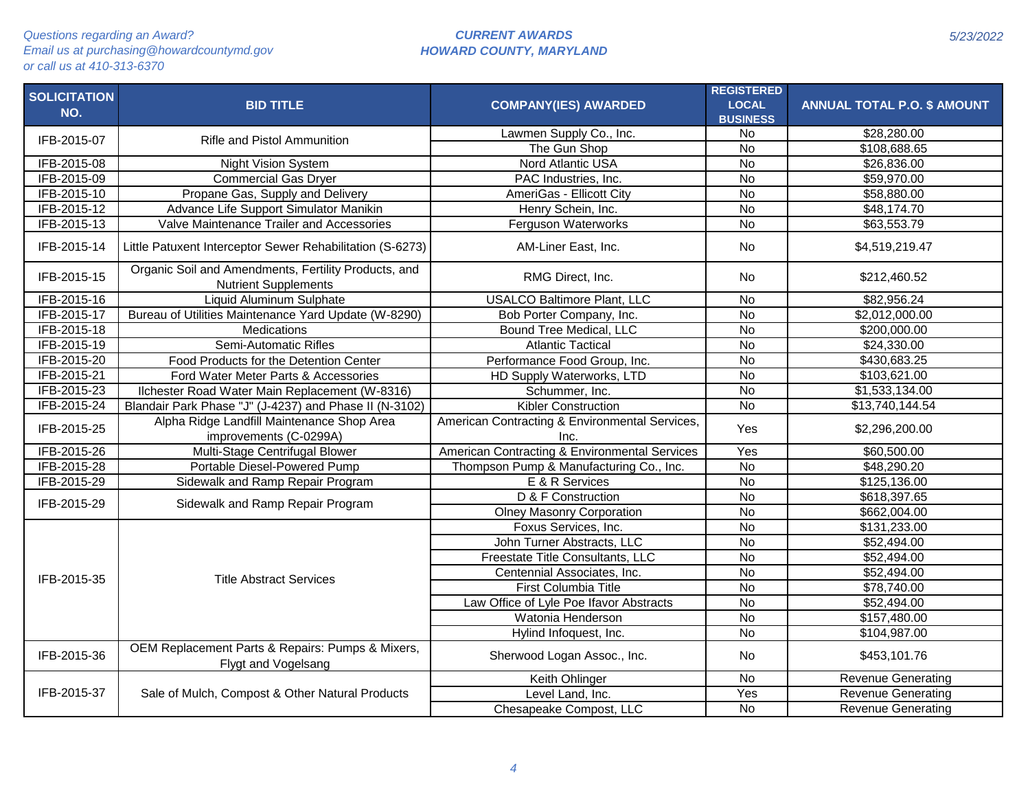*Questions regarding an Award?*
*Email us at purchasing@howardcountymd.gov*
*or call us at 410-313-6370*

***CURRENT AWARDS***
***HOWARD COUNTY, MARYLAND***

*5/23/2022*

| SOLICITATION NO. | BID TITLE | COMPANY(IES) AWARDED | REGISTERED LOCAL BUSINESS | ANNUAL TOTAL P.O. $ AMOUNT |
|---|---|---|---|---|
| IFB-2015-07 | Rifle and Pistol Ammunition | Lawmen Supply Co., Inc. | No | $28,280.00 |
| | | The Gun Shop | No | $108,688.65 |
| IFB-2015-08 | Night Vision System | Nord Atlantic USA | No | $26,836.00 |
| IFB-2015-09 | Commercial Gas Dryer | PAC Industries, Inc. | No | $59,970.00 |
| IFB-2015-10 | Propane Gas, Supply and Delivery | AmeriGas - Ellicott City | No | $58,880.00 |
| IFB-2015-12 | Advance Life Support Simulator Manikin | Henry Schein, Inc. | No | $48,174.70 |
| IFB-2015-13 | Valve Maintenance Trailer and Accessories | Ferguson Waterworks | No | $63,553.79 |
| IFB-2015-14 | Little Patuxent Interceptor Sewer Rehabilitation (S-6273) | AM-Liner East, Inc. | No | $4,519,219.47 |
| IFB-2015-15 | Organic Soil and Amendments, Fertility Products, and Nutrient Supplements | RMG Direct, Inc. | No | $212,460.52 |
| IFB-2015-16 | Liquid Aluminum Sulphate | USALCO Baltimore Plant, LLC | No | $82,956.24 |
| IFB-2015-17 | Bureau of Utilities Maintenance Yard Update (W-8290) | Bob Porter Company, Inc. | No | $2,012,000.00 |
| IFB-2015-18 | Medications | Bound Tree Medical, LLC | No | $200,000.00 |
| IFB-2015-19 | Semi-Automatic Rifles | Atlantic Tactical | No | $24,330.00 |
| IFB-2015-20 | Food Products for the Detention Center | Performance Food Group, Inc. | No | $430,683.25 |
| IFB-2015-21 | Ford Water Meter Parts & Accessories | HD Supply Waterworks, LTD | No | $103,621.00 |
| IFB-2015-23 | Ilchester Road Water Main Replacement (W-8316) | Schummer, Inc. | No | $1,533,134.00 |
| IFB-2015-24 | Blandair Park Phase "J" (J-4237) and Phase II (N-3102) | Kibler Construction | No | $13,740,144.54 |
| IFB-2015-25 | Alpha Ridge Landfill Maintenance Shop Area improvements (C-0299A) | American Contracting & Environmental Services, Inc. | Yes | $2,296,200.00 |
| IFB-2015-26 | Multi-Stage Centrifugal Blower | American Contracting & Environmental Services | Yes | $60,500.00 |
| IFB-2015-28 | Portable Diesel-Powered Pump | Thompson Pump & Manufacturing Co., Inc. | No | $48,290.20 |
| IFB-2015-29 | Sidewalk and Ramp Repair Program | E & R Services | No | $125,136.00 |
| IFB-2015-29 | Sidewalk and Ramp Repair Program | D & F Construction | No | $618,397.65 |
| | | Olney Masonry Corporation | No | $662,004.00 |
| IFB-2015-35 | Title Abstract Services | Foxus Services, Inc. | No | $131,233.00 |
| | | John Turner Abstracts, LLC | No | $52,494.00 |
| | | Freestate Title Consultants, LLC | No | $52,494.00 |
| | | Centennial Associates, Inc. | No | $52,494.00 |
| | | First Columbia Title | No | $78,740.00 |
| | | Law Office of Lyle Poe Ifavor Abstracts | No | $52,494.00 |
| | | Watonia Henderson | No | $157,480.00 |
| | | Hylind Infoquest, Inc. | No | $104,987.00 |
| IFB-2015-36 | OEM Replacement Parts & Repairs: Pumps & Mixers, Flygt and Vogelsang | Sherwood Logan Assoc., Inc. | No | $453,101.76 |
| IFB-2015-37 | Sale of Mulch, Compost & Other Natural Products | Keith Ohlinger | No | Revenue Generating |
| | | Level Land, Inc. | Yes | Revenue Generating |
| | | Chesapeake Compost, LLC | No | Revenue Generating |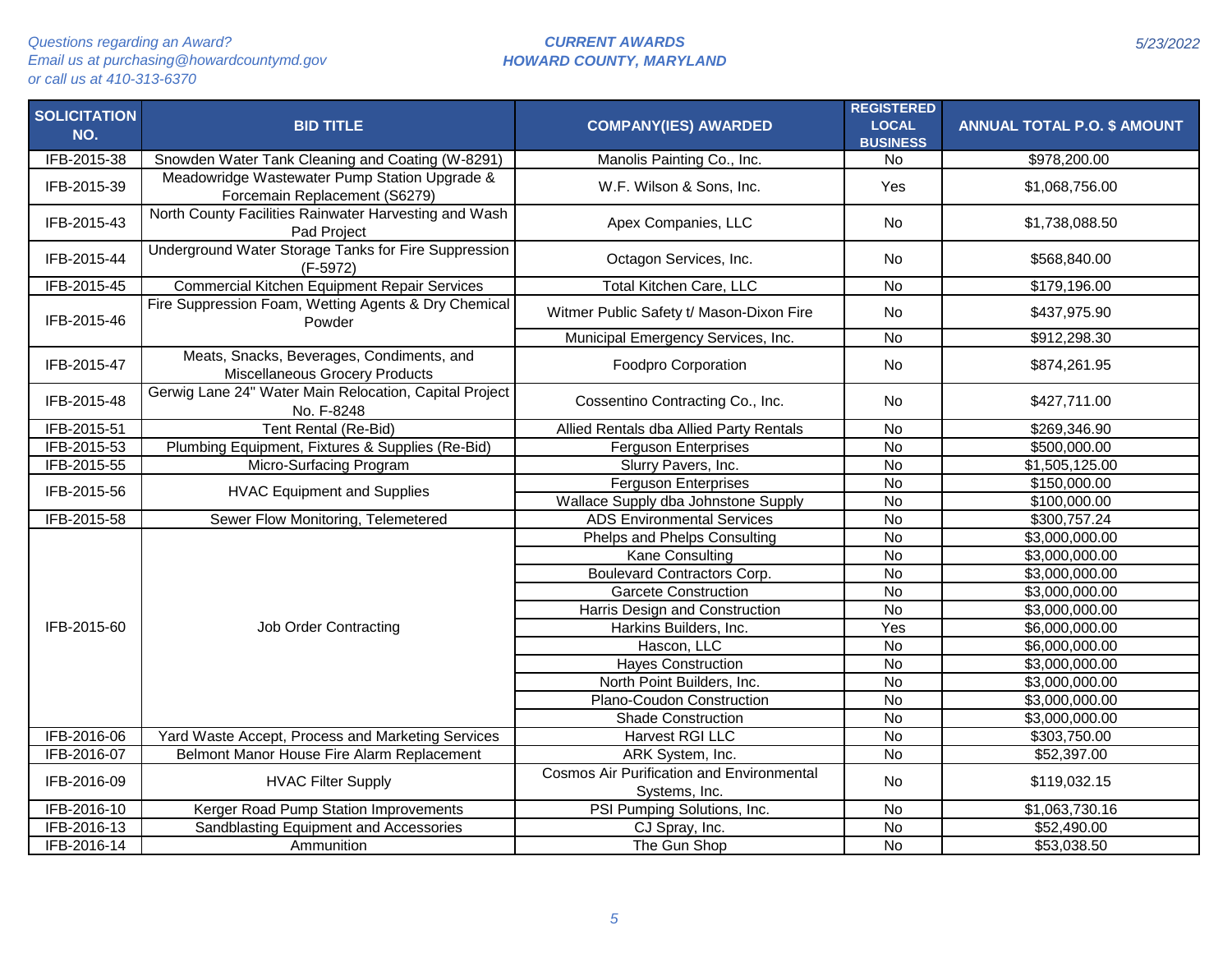| SOLICITATION NO. | BID TITLE | COMPANY(IES) AWARDED | REGISTERED LOCAL BUSINESS | ANNUAL TOTAL P.O. $ AMOUNT |
|---|---|---|---|---|
| IFB-2015-38 | Snowden Water Tank Cleaning and Coating (W-8291) | Manolis Painting Co., Inc. | No | $978,200.00 |
| IFB-2015-39 | Meadowridge Wastewater Pump Station Upgrade & Forcemain Replacement (S6279) | W.F. Wilson & Sons, Inc. | Yes | $1,068,756.00 |
| IFB-2015-43 | North County Facilities Rainwater Harvesting and Wash Pad Project | Apex Companies, LLC | No | $1,738,088.50 |
| IFB-2015-44 | Underground Water Storage Tanks for Fire Suppression (F-5972) | Octagon Services, Inc. | No | $568,840.00 |
| IFB-2015-45 | Commercial Kitchen Equipment Repair Services | Total Kitchen Care, LLC | No | $179,196.00 |
| IFB-2015-46 | Fire Suppression Foam, Wetting Agents & Dry Chemical Powder | Witmer Public Safety t/ Mason-Dixon Fire | No | $437,975.90 |
| | | Municipal Emergency Services, Inc. | No | $912,298.30 |
| IFB-2015-47 | Meats, Snacks, Beverages, Condiments, and Miscellaneous Grocery Products | Foodpro Corporation | No | $874,261.95 |
| IFB-2015-48 | Gerwig Lane 24" Water Main Relocation, Capital Project No. F-8248 | Cossentino Contracting Co., Inc. | No | $427,711.00 |
| IFB-2015-51 | Tent Rental (Re-Bid) | Allied Rentals dba Allied Party Rentals | No | $269,346.90 |
| IFB-2015-53 | Plumbing Equipment, Fixtures & Supplies (Re-Bid) | Ferguson Enterprises | No | $500,000.00 |
| IFB-2015-55 | Micro-Surfacing Program | Slurry Pavers, Inc. | No | $1,505,125.00 |
| IFB-2015-56 | HVAC Equipment and Supplies | Ferguson Enterprises | No | $150,000.00 |
| | | Wallace Supply dba Johnstone Supply | No | $100,000.00 |
| IFB-2015-58 | Sewer Flow Monitoring, Telemetered | ADS Environmental Services | No | $300,757.24 |
| IFB-2015-60 | Job Order Contracting | Phelps and Phelps Consulting | No | $3,000,000.00 |
| | | Kane Consulting | No | $3,000,000.00 |
| | | Boulevard Contractors Corp. | No | $3,000,000.00 |
| | | Garcete Construction | No | $3,000,000.00 |
| | | Harris Design and Construction | No | $3,000,000.00 |
| | | Harkins Builders, Inc. | Yes | $6,000,000.00 |
| | | Hascon, LLC | No | $6,000,000.00 |
| | | Hayes Construction | No | $3,000,000.00 |
| | | North Point Builders, Inc. | No | $3,000,000.00 |
| | | Plano-Coudon Construction | No | $3,000,000.00 |
| | | Shade Construction | No | $3,000,000.00 |
| IFB-2016-06 | Yard Waste Accept, Process and Marketing Services | Harvest RGI LLC | No | $303,750.00 |
| IFB-2016-07 | Belmont Manor House Fire Alarm Replacement | ARK System, Inc. | No | $52,397.00 |
| IFB-2016-09 | HVAC Filter Supply | Cosmos Air Purification and Environmental Systems, Inc. | No | $119,032.15 |
| IFB-2016-10 | Kerger Road Pump Station Improvements | PSI Pumping Solutions, Inc. | No | $1,063,730.16 |
| IFB-2016-13 | Sandblasting Equipment and Accessories | CJ Spray, Inc. | No | $52,490.00 |
| IFB-2016-14 | Ammunition | The Gun Shop | No | $53,038.50 |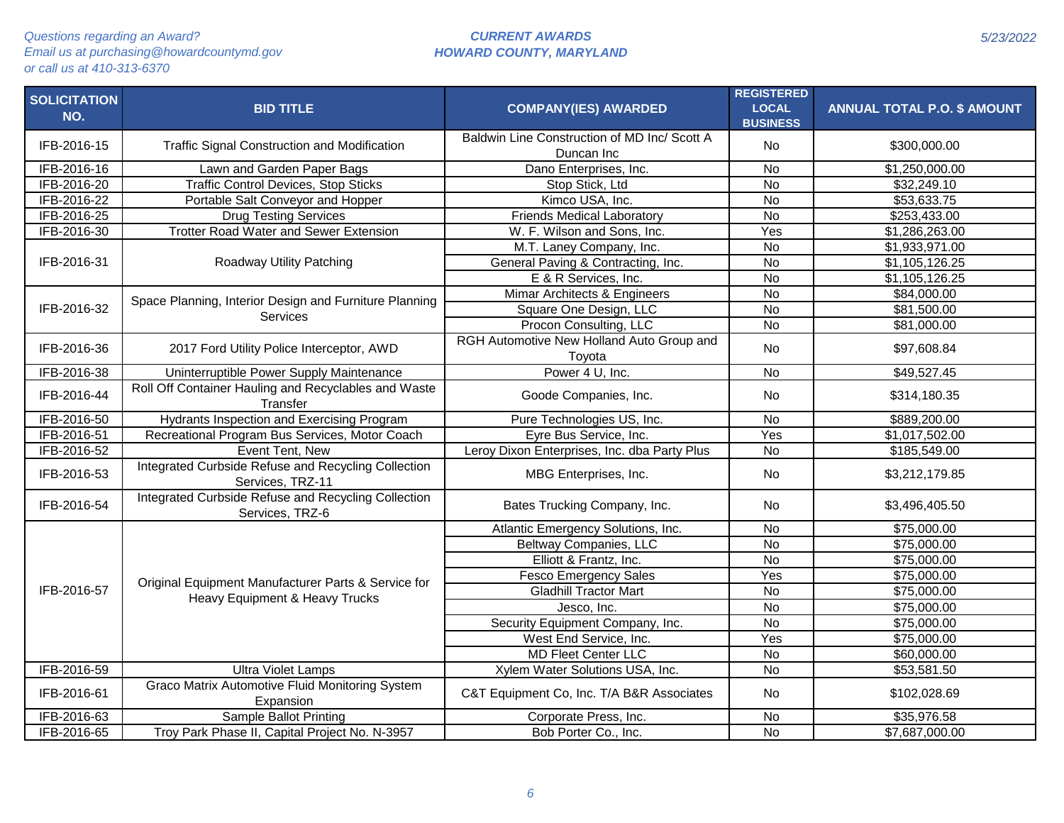*Questions regarding an Award?*
*Email us at purchasing@howardcountymd.gov*
*or call us at 410-313-6370*

**CURRENT AWARDS**
**HOWARD COUNTY, MARYLAND**

*5/23/2022*

| SOLICITATION NO. | BID TITLE | COMPANY(IES) AWARDED | REGISTERED LOCAL BUSINESS | ANNUAL TOTAL P.O. $ AMOUNT |
|---|---|---|---|---|
| IFB-2016-15 | Traffic Signal Construction and Modification | Baldwin Line Construction of MD Inc/ Scott A Duncan Inc | No | $300,000.00 |
| IFB-2016-16 | Lawn and Garden Paper Bags | Dano Enterprises, Inc. | No | $1,250,000.00 |
| IFB-2016-20 | Traffic Control Devices, Stop Sticks | Stop Stick, Ltd | No | $32,249.10 |
| IFB-2016-22 | Portable Salt Conveyor and Hopper | Kimco USA, Inc. | No | $53,633.75 |
| IFB-2016-25 | Drug Testing Services | Friends Medical Laboratory | No | $253,433.00 |
| IFB-2016-30 | Trotter Road Water and Sewer Extension | W. F. Wilson and Sons, Inc. | Yes | $1,286,263.00 |
| IFB-2016-31 | Roadway Utility Patching | M.T. Laney Company, Inc. | No | $1,933,971.00 |
| | | General Paving & Contracting, Inc. | No | $1,105,126.25 |
| | | E & R Services, Inc. | No | $1,105,126.25 |
| IFB-2016-32 | Space Planning, Interior Design and Furniture Planning Services | Mimar Architects & Engineers | No | $84,000.00 |
| | | Square One Design, LLC | No | $81,500.00 |
| | | Procon Consulting, LLC | No | $81,000.00 |
| IFB-2016-36 | 2017 Ford Utility Police Interceptor, AWD | RGH Automotive New Holland Auto Group and Toyota | No | $97,608.84 |
| IFB-2016-38 | Uninterruptible Power Supply Maintenance | Power 4 U, Inc. | No | $49,527.45 |
| IFB-2016-44 | Roll Off Container Hauling and Recyclables and Waste Transfer | Goode Companies, Inc. | No | $314,180.35 |
| IFB-2016-50 | Hydrants Inspection and Exercising Program | Pure Technologies US, Inc. | No | $889,200.00 |
| IFB-2016-51 | Recreational Program Bus Services, Motor Coach | Eyre Bus Service, Inc. | Yes | $1,017,502.00 |
| IFB-2016-52 | Event Tent, New | Leroy Dixon Enterprises, Inc. dba Party Plus | No | $185,549.00 |
| IFB-2016-53 | Integrated Curbside Refuse and Recycling Collection Services, TRZ-11 | MBG Enterprises, Inc. | No | $3,212,179.85 |
| IFB-2016-54 | Integrated Curbside Refuse and Recycling Collection Services, TRZ-6 | Bates Trucking Company, Inc. | No | $3,496,405.50 |
| IFB-2016-57 | Original Equipment Manufacturer Parts & Service for Heavy Equipment & Heavy Trucks | Atlantic Emergency Solutions, Inc. | No | $75,000.00 |
| | | Beltway Companies, LLC | No | $75,000.00 |
| | | Elliott & Frantz, Inc. | No | $75,000.00 |
| | | Fesco Emergency Sales | Yes | $75,000.00 |
| | | Gladhill Tractor Mart | No | $75,000.00 |
| | | Jesco, Inc. | No | $75,000.00 |
| | | Security Equipment Company, Inc. | No | $75,000.00 |
| | | West End Service, Inc. | Yes | $75,000.00 |
| | | MD Fleet Center LLC | No | $60,000.00 |
| IFB-2016-59 | Ultra Violet Lamps | Xylem Water Solutions USA, Inc. | No | $53,581.50 |
| IFB-2016-61 | Graco Matrix Automotive Fluid Monitoring System Expansion | C&T Equipment Co, Inc. T/A B&R Associates | No | $102,028.69 |
| IFB-2016-63 | Sample Ballot Printing | Corporate Press, Inc. | No | $35,976.58 |
| IFB-2016-65 | Troy Park Phase II, Capital Project No. N-3957 | Bob Porter Co., Inc. | No | $7,687,000.00 |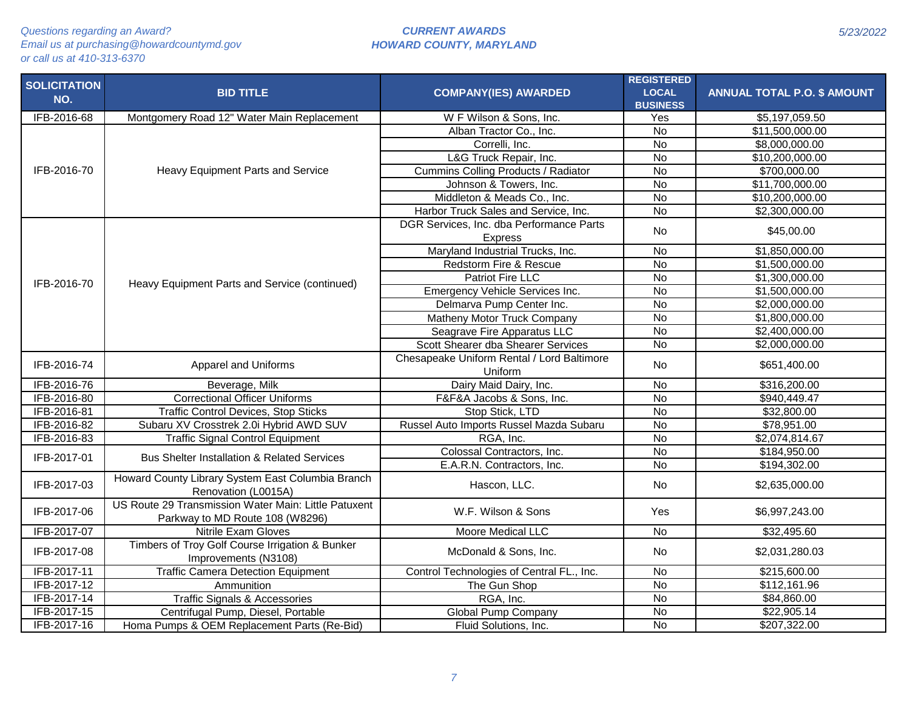| SOLICITATION NO. | BID TITLE | COMPANY(IES) AWARDED | REGISTERED LOCAL BUSINESS | ANNUAL TOTAL P.O. $ AMOUNT |
|---|---|---|---|---|
| IFB-2016-68 | Montgomery Road 12" Water Main Replacement | W F Wilson & Sons, Inc. | Yes | $5,197,059.50 |
| IFB-2016-70 | Heavy Equipment Parts and Service | Alban Tractor Co., Inc. | No | $11,500,000.00 |
| | | Correlli, Inc. | No | $8,000,000.00 |
| | | L&G Truck Repair, Inc. | No | $10,200,000.00 |
| | | Cummins Colling Products / Radiator | No | $700,000.00 |
| | | Johnson & Towers, Inc. | No | $11,700,000.00 |
| | | Middleton & Meads Co., Inc. | No | $10,200,000.00 |
| | | Harbor Truck Sales and Service, Inc. | No | $2,300,000.00 |
| IFB-2016-70 | Heavy Equipment Parts and Service (continued) | DGR Services, Inc. dba Performance Parts Express | No | $45,00.00 |
| | | Maryland Industrial Trucks, Inc. | No | $1,850,000.00 |
| | | Redstorm Fire & Rescue | No | $1,500,000.00 |
| | | Patriot Fire LLC | No | $1,300,000.00 |
| | | Emergency Vehicle Services Inc. | No | $1,500,000.00 |
| | | Delmarva Pump Center Inc. | No | $2,000,000.00 |
| | | Matheny Motor Truck Company | No | $1,800,000.00 |
| | | Seagrave Fire Apparatus LLC | No | $2,400,000.00 |
| | | Scott Shearer dba Shearer Services | No | $2,000,000.00 |
| IFB-2016-74 | Apparel and Uniforms | Chesapeake Uniform Rental / Lord Baltimore Uniform | No | $651,400.00 |
| IFB-2016-76 | Beverage, Milk | Dairy Maid Dairy, Inc. | No | $316,200.00 |
| IFB-2016-80 | Correctional Officer Uniforms | F&F&A Jacobs & Sons, Inc. | No | $940,449.47 |
| IFB-2016-81 | Traffic Control Devices, Stop Sticks | Stop Stick, LTD | No | $32,800.00 |
| IFB-2016-82 | Subaru XV Crosstrek 2.0i Hybrid AWD SUV | Russel Auto Imports Russel Mazda Subaru | No | $78,951.00 |
| IFB-2016-83 | Traffic Signal Control Equipment | RGA, Inc. | No | $2,074,814.67 |
| IFB-2017-01 | Bus Shelter Installation & Related Services | Colossal Contractors, Inc. | No | $184,950.00 |
| | | E.A.R.N. Contractors, Inc. | No | $194,302.00 |
| IFB-2017-03 | Howard County Library System East Columbia Branch Renovation (L0015A) | Hascon, LLC. | No | $2,635,000.00 |
| IFB-2017-06 | US Route 29 Transmission Water Main: Little Patuxent Parkway to MD Route 108 (W8296) | W.F. Wilson & Sons | Yes | $6,997,243.00 |
| IFB-2017-07 | Nitrile Exam Gloves | Moore Medical LLC | No | $32,495.60 |
| IFB-2017-08 | Timbers of Troy Golf Course Irrigation & Bunker Improvements (N3108) | McDonald & Sons, Inc. | No | $2,031,280.03 |
| IFB-2017-11 | Traffic Camera Detection Equipment | Control Technologies of Central FL., Inc. | No | $215,600.00 |
| IFB-2017-12 | Ammunition | The Gun Shop | No | $112,161.96 |
| IFB-2017-14 | Traffic Signals & Accessories | RGA, Inc. | No | $84,860.00 |
| IFB-2017-15 | Centrifugal Pump, Diesel, Portable | Global Pump Company | No | $22,905.14 |
| IFB-2017-16 | Homa Pumps & OEM Replacement Parts (Re-Bid) | Fluid Solutions, Inc. | No | $207,322.00 |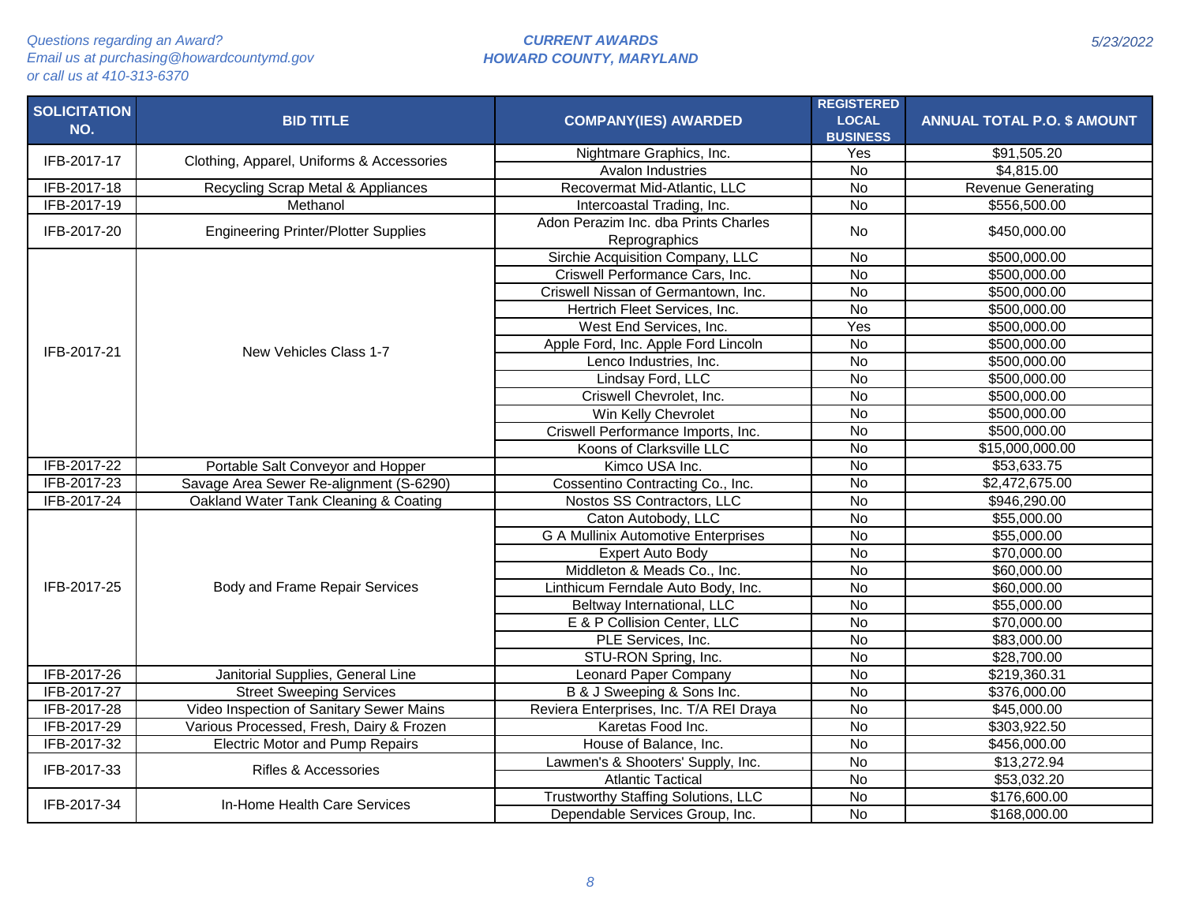Questions regarding an Award?
Email us at purchasing@howardcountymd.gov
or call us at 410-313-6370

**CURRENT AWARDS**
**HOWARD COUNTY, MARYLAND**

5/23/2022

| SOLICITATION NO. | BID TITLE | COMPANY(IES) AWARDED | REGISTERED LOCAL BUSINESS | ANNUAL TOTAL P.O. $ AMOUNT |
|---|---|---|---|---|
| IFB-2017-17 | Clothing, Apparel, Uniforms & Accessories | Nightmare Graphics, Inc. | Yes | $91,505.20 |
| | | Avalon Industries | No | $4,815.00 |
| IFB-2017-18 | Recycling Scrap Metal & Appliances | Recovermat Mid-Atlantic, LLC | No | Revenue Generating |
| IFB-2017-19 | Methanol | Intercoastal Trading, Inc. | No | $556,500.00 |
| IFB-2017-20 | Engineering Printer/Plotter Supplies | Adon Perazim Inc. dba Prints Charles Reprographics | No | $450,000.00 |
| IFB-2017-21 | New Vehicles Class 1-7 | Sirchie Acquisition Company, LLC | No | $500,000.00 |
| | | Criswell Performance Cars, Inc. | No | $500,000.00 |
| | | Criswell Nissan of Germantown, Inc. | No | $500,000.00 |
| | | Hertrich Fleet Services, Inc. | No | $500,000.00 |
| | | West End Services, Inc. | Yes | $500,000.00 |
| | | Apple Ford, Inc. Apple Ford Lincoln | No | $500,000.00 |
| | | Lenco Industries, Inc. | No | $500,000.00 |
| | | Lindsay Ford, LLC | No | $500,000.00 |
| | | Criswell Chevrolet, Inc. | No | $500,000.00 |
| | | Win Kelly Chevrolet | No | $500,000.00 |
| | | Criswell Performance Imports, Inc. | No | $500,000.00 |
| | | Koons of Clarksville LLC | No | $15,000,000.00 |
| IFB-2017-22 | Portable Salt Conveyor and Hopper | Kimco USA Inc. | No | $53,633.75 |
| IFB-2017-23 | Savage Area Sewer Re-alignment (S-6290) | Cossentino Contracting Co., Inc. | No | $2,472,675.00 |
| IFB-2017-24 | Oakland Water Tank Cleaning & Coating | Nostos SS Contractors, LLC | No | $946,290.00 |
| IFB-2017-25 | Body and Frame Repair Services | Caton Autobody, LLC | No | $55,000.00 |
| | | G A Mullinix Automotive Enterprises | No | $55,000.00 |
| | | Expert Auto Body | No | $70,000.00 |
| | | Middleton & Meads Co., Inc. | No | $60,000.00 |
| | | Linthicum Ferndale Auto Body, Inc. | No | $60,000.00 |
| | | Beltway International, LLC | No | $55,000.00 |
| | | E & P Collision Center, LLC | No | $70,000.00 |
| | | PLE Services, Inc. | No | $83,000.00 |
| | | STU-RON Spring, Inc. | No | $28,700.00 |
| IFB-2017-26 | Janitorial Supplies, General Line | Leonard Paper Company | No | $219,360.31 |
| IFB-2017-27 | Street Sweeping Services | B & J Sweeping & Sons Inc. | No | $376,000.00 |
| IFB-2017-28 | Video Inspection of Sanitary Sewer Mains | Reviera Enterprises, Inc. T/A REI Draya | No | $45,000.00 |
| IFB-2017-29 | Various Processed, Fresh, Dairy & Frozen | Karetas Food Inc. | No | $303,922.50 |
| IFB-2017-32 | Electric Motor and Pump Repairs | House of Balance, Inc. | No | $456,000.00 |
| IFB-2017-33 | Rifles & Accessories | Lawmen's & Shooters' Supply, Inc. | No | $13,272.94 |
| | | Atlantic Tactical | No | $53,032.20 |
| IFB-2017-34 | In-Home Health Care Services | Trustworthy Staffing Solutions, LLC | No | $176,600.00 |
| | | Dependable Services Group, Inc. | No | $168,000.00 |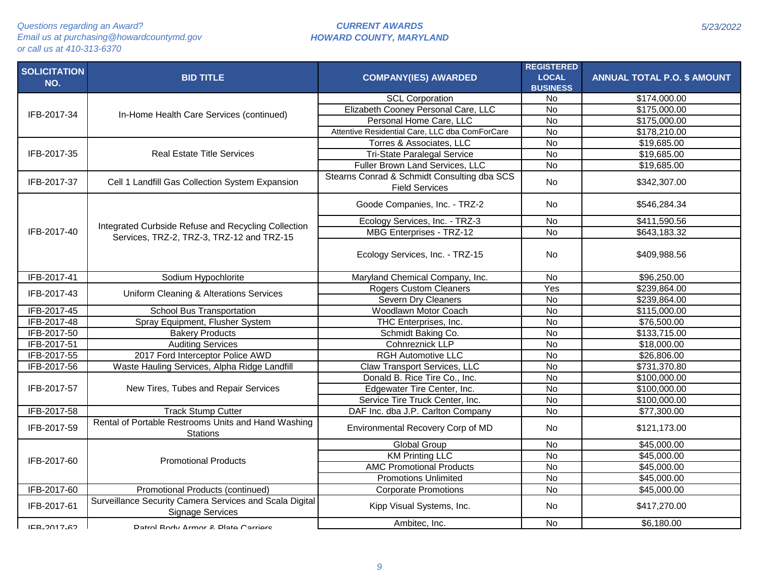Questions regarding an Award?
Email us at purchasing@howardcountymd.gov
or call us at 410-313-6370

**CURRENT AWARDS**
**HOWARD COUNTY, MARYLAND**

5/23/2022

| SOLICITATION NO. | BID TITLE | COMPANY(IES) AWARDED | REGISTERED LOCAL BUSINESS | ANNUAL TOTAL P.O. $ AMOUNT |
|---|---|---|---|---|
| IFB-2017-34 | In-Home Health Care Services (continued) | SCL Corporation | No | $174,000.00 |
| | | Elizabeth Cooney Personal Care, LLC | No | $175,000.00 |
| | | Personal Home Care, LLC | No | $175,000.00 |
| | | Attentive Residential Care, LLC dba ComForCare | No | $178,210.00 |
| IFB-2017-35 | Real Estate Title Services | Torres & Associates, LLC | No | $19,685.00 |
| | | Tri-State Paralegal Service | No | $19,685.00 |
| | | Fuller Brown Land Services, LLC | No | $19,685.00 |
| IFB-2017-37 | Cell 1 Landfill Gas Collection System Expansion | Stearns Conrad & Schmidt Consulting dba SCS Field Services | No | $342,307.00 |
| IFB-2017-40 | Integrated Curbside Refuse and Recycling Collection Services, TRZ-2, TRZ-3, TRZ-12 and TRZ-15 | Goode Companies, Inc. - TRZ-2 | No | $546,284.34 |
| | | Ecology Services, Inc. - TRZ-3 | No | $411,590.56 |
| | | MBG Enterprises - TRZ-12 | No | $643,183.32 |
| | | Ecology Services, Inc. - TRZ-15 | No | $409,988.56 |
| IFB-2017-41 | Sodium Hypochlorite | Maryland Chemical Company, Inc. | No | $96,250.00 |
| IFB-2017-43 | Uniform Cleaning & Alterations Services | Rogers Custom Cleaners | Yes | $239,864.00 |
| | | Severn Dry Cleaners | No | $239,864.00 |
| IFB-2017-45 | School Bus Transportation | Woodlawn Motor Coach | No | $115,000.00 |
| IFB-2017-48 | Spray Equipment, Flusher System | THC Enterprises, Inc. | No | $76,500.00 |
| IFB-2017-50 | Bakery Products | Schmidt Baking Co. | No | $133,715.00 |
| IFB-2017-51 | Auditing Services | Cohnreznick LLP | No | $18,000.00 |
| IFB-2017-55 | 2017 Ford Interceptor Police AWD | RGH Automotive LLC | No | $26,806.00 |
| IFB-2017-56 | Waste Hauling Services, Alpha Ridge Landfill | Claw Transport Services, LLC | No | $731,370.80 |
| IFB-2017-57 | New Tires, Tubes and Repair Services | Donald B. Rice Tire Co., Inc. | No | $100,000.00 |
| | | Edgewater Tire Center, Inc. | No | $100,000.00 |
| | | Service Tire Truck Center, Inc. | No | $100,000.00 |
| IFB-2017-58 | Track Stump Cutter | DAF Inc. dba J.P. Carlton Company | No | $77,300.00 |
| IFB-2017-59 | Rental of Portable Restrooms Units and Hand Washing Stations | Environmental Recovery Corp of MD | No | $121,173.00 |
| IFB-2017-60 | Promotional Products | Global Group | No | $45,000.00 |
| | | KM Printing LLC | No | $45,000.00 |
| | | AMC Promotional Products | No | $45,000.00 |
| | | Promotions Unlimited | No | $45,000.00 |
| IFB-2017-60 | Promotional Products (continued) | Corporate Promotions | No | $45,000.00 |
| IFB-2017-61 | Surveillance Security Camera Services and Scala Digital Signage Services | Kipp Visual Systems, Inc. | No | $417,270.00 |
| IFB-2017-62 | Patrol Body Armor & Plate Carriers | Ambitec, Inc. | No | $6,180.00 |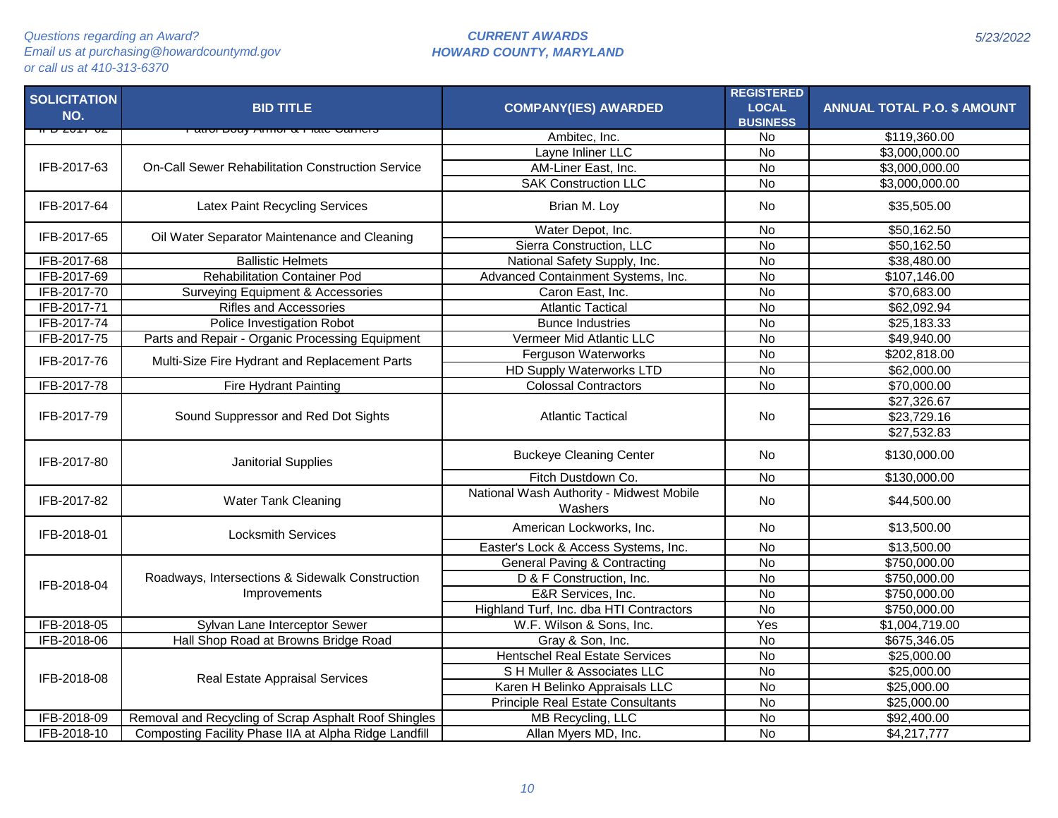Questions regarding an Award?
Email us at purchasing@howardcountymd.gov
or call us at 410-313-6370

**CURRENT AWARDS**
**HOWARD COUNTY, MARYLAND**

5/23/2022

| SOLICITATION NO. | BID TITLE | COMPANY(IES) AWARDED | REGISTERED LOCAL BUSINESS | ANNUAL TOTAL P.O. $ AMOUNT |
|---|---|---|---|---|
| IFB-2017-62 | Patrol Body Armor & Plate Carriers | Ambitec, Inc. | No | $119,360.00 |
| IFB-2017-63 | On-Call Sewer Rehabilitation Construction Service | Layne Inliner LLC | No | $3,000,000.00 |
| | | AM-Liner East, Inc. | No | $3,000,000.00 |
| | | SAK Construction LLC | No | $3,000,000.00 |
| IFB-2017-64 | Latex Paint Recycling Services | Brian M. Loy | No | $35,505.00 |
| IFB-2017-65 | Oil Water Separator Maintenance and Cleaning | Water Depot, Inc. | No | $50,162.50 |
| | | Sierra Construction, LLC | No | $50,162.50 |
| IFB-2017-68 | Ballistic Helmets | National Safety Supply, Inc. | No | $38,480.00 |
| IFB-2017-69 | Rehabilitation Container Pod | Advanced Containment Systems, Inc. | No | $107,146.00 |
| IFB-2017-70 | Surveying Equipment & Accessories | Caron East, Inc. | No | $70,683.00 |
| IFB-2017-71 | Rifles and Accessories | Atlantic Tactical | No | $62,092.94 |
| IFB-2017-74 | Police Investigation Robot | Bunce Industries | No | $25,183.33 |
| IFB-2017-75 | Parts and Repair - Organic Processing Equipment | Vermeer Mid Atlantic LLC | No | $49,940.00 |
| IFB-2017-76 | Multi-Size Fire Hydrant and Replacement Parts | Ferguson Waterworks | No | $202,818.00 |
| | | HD Supply Waterworks LTD | No | $62,000.00 |
| IFB-2017-78 | Fire Hydrant Painting | Colossal Contractors | No | $70,000.00 |
| IFB-2017-79 | Sound Suppressor and Red Dot Sights | Atlantic Tactical | No | $27,326.67 |
| | | | | $23,729.16 |
| | | | | $27,532.83 |
| IFB-2017-80 | Janitorial Supplies | Buckeye Cleaning Center | No | $130,000.00 |
| | | Fitch Dustdown Co. | No | $130,000.00 |
| IFB-2017-82 | Water Tank Cleaning | National Wash Authority - Midwest Mobile Washers | No | $44,500.00 |
| IFB-2018-01 | Locksmith Services | American Lockworks, Inc. | No | $13,500.00 |
| | | Easter's Lock & Access Systems, Inc. | No | $13,500.00 |
| IFB-2018-04 | Roadways, Intersections & Sidewalk Construction Improvements | General Paving & Contracting | No | $750,000.00 |
| | | D & F Construction, Inc. | No | $750,000.00 |
| | | E&R Services, Inc. | No | $750,000.00 |
| | | Highland Turf, Inc. dba HTI Contractors | No | $750,000.00 |
| IFB-2018-05 | Sylvan Lane Interceptor Sewer | W.F. Wilson & Sons, Inc. | Yes | $1,004,719.00 |
| IFB-2018-06 | Hall Shop Road at Browns Bridge Road | Gray & Son, Inc. | No | $675,346.05 |
| IFB-2018-08 | Real Estate Appraisal Services | Hentschel Real Estate Services | No | $25,000.00 |
| | | S H Muller & Associates LLC | No | $25,000.00 |
| | | Karen H Belinko Appraisals LLC | No | $25,000.00 |
| | | Principle Real Estate Consultants | No | $25,000.00 |
| IFB-2018-09 | Removal and Recycling of Scrap Asphalt Roof Shingles | MB Recycling, LLC | No | $92,400.00 |
| IFB-2018-10 | Composting Facility Phase IIA at Alpha Ridge Landfill | Allan Myers MD, Inc. | No | $4,217,777 |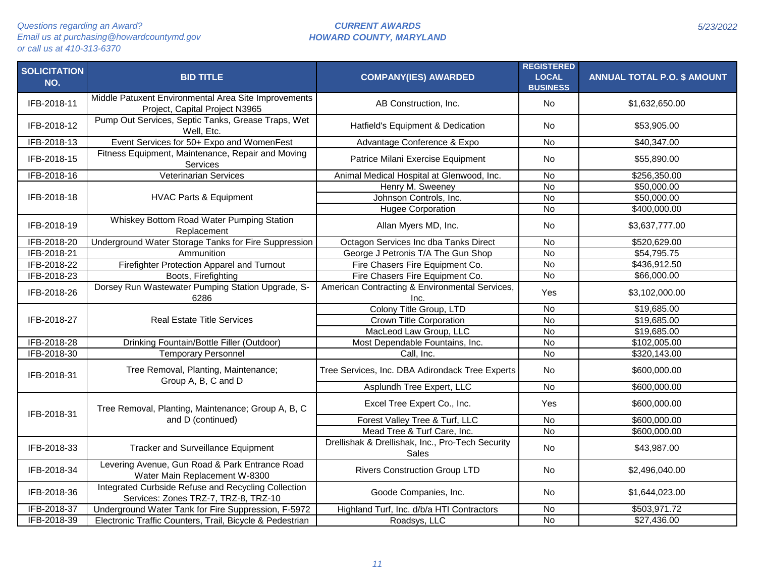*Questions regarding an Award?*
*Email us at purchasing@howardcountymd.gov*
*or call us at 410-313-6370*

***CURRENT AWARDS***
***HOWARD COUNTY, MARYLAND***

*5/23/2022*

| SOLICITATION NO. | BID TITLE | COMPANY(IES) AWARDED | REGISTERED LOCAL BUSINESS | ANNUAL TOTAL P.O. $ AMOUNT |
|---|---|---|---|---|
| IFB-2018-11 | Middle Patuxent Environmental Area Site Improvements Project, Capital Project N3965 | AB Construction, Inc. | No | $1,632,650.00 |
| IFB-2018-12 | Pump Out Services, Septic Tanks, Grease Traps, Wet Well, Etc. | Hatfield's Equipment & Dedication | No | $53,905.00 |
| IFB-2018-13 | Event Services for 50+ Expo and WomenFest | Advantage Conference & Expo | No | $40,347.00 |
| IFB-2018-15 | Fitness Equipment, Maintenance, Repair and Moving Services | Patrice Milani Exercise Equipment | No | $55,890.00 |
| IFB-2018-16 | Veterinarian Services | Animal Medical Hospital at Glenwood, Inc. | No | $256,350.00 |
| IFB-2018-18 | HVAC Parts & Equipment | Henry M. Sweeney | No | $50,000.00 |
| | | Johnson Controls, Inc. | No | $50,000.00 |
| | | Hugee Corporation | No | $400,000.00 |
| IFB-2018-19 | Whiskey Bottom Road Water Pumping Station Replacement | Allan Myers MD, Inc. | No | $3,637,777.00 |
| IFB-2018-20 | Underground Water Storage Tanks for Fire Suppression | Octagon Services Inc dba Tanks Direct | No | $520,629.00 |
| IFB-2018-21 | Ammunition | George J Petronis T/A The Gun Shop | No | $54,795.75 |
| IFB-2018-22 | Firefighter Protection Apparel and Turnout | Fire Chasers Fire Equipment Co. | No | $436,912.50 |
| IFB-2018-23 | Boots, Firefighting | Fire Chasers Fire Equipment Co. | No | $66,000.00 |
| IFB-2018-26 | Dorsey Run Wastewater Pumping Station Upgrade, S-6286 | American Contracting & Environmental Services, Inc. | Yes | $3,102,000.00 |
| IFB-2018-27 | Real Estate Title Services | Colony Title Group, LTD | No | $19,685.00 |
| | | Crown Title Corporation | No | $19,685.00 |
| | | MacLeod Law Group, LLC | No | $19,685.00 |
| IFB-2018-28 | Drinking Fountain/Bottle Filler (Outdoor) | Most Dependable Fountains, Inc. | No | $102,005.00 |
| IFB-2018-30 | Temporary Personnel | Call, Inc. | No | $320,143.00 |
| IFB-2018-31 | Tree Removal, Planting, Maintenance; Group A, B, C and D | Tree Services, Inc. DBA Adirondack Tree Experts | No | $600,000.00 |
| | | Asplundh Tree Expert, LLC | No | $600,000.00 |
| IFB-2018-31 | Tree Removal, Planting, Maintenance; Group A, B, C and D (continued) | Excel Tree Expert Co., Inc. | Yes | $600,000.00 |
| | | Forest Valley Tree & Turf, LLC | No | $600,000.00 |
| | | Mead Tree & Turf Care, Inc. | No | $600,000.00 |
| IFB-2018-33 | Tracker and Surveillance Equipment | Drellishak & Drellishak, Inc., Pro-Tech Security Sales | No | $43,987.00 |
| IFB-2018-34 | Levering Avenue, Gun Road & Park Entrance Road Water Main Replacement W-8300 | Rivers Construction Group LTD | No | $2,496,040.00 |
| IFB-2018-36 | Integrated Curbside Refuse and Recycling Collection Services: Zones TRZ-7, TRZ-8, TRZ-10 | Goode Companies, Inc. | No | $1,644,023.00 |
| IFB-2018-37 | Underground Water Tank for Fire Suppression, F-5972 | Highland Turf, Inc. d/b/a HTI Contractors | No | $503,971.72 |
| IFB-2018-39 | Electronic Traffic Counters, Trail, Bicycle & Pedestrian | Roadsys, LLC | No | $27,436.00 |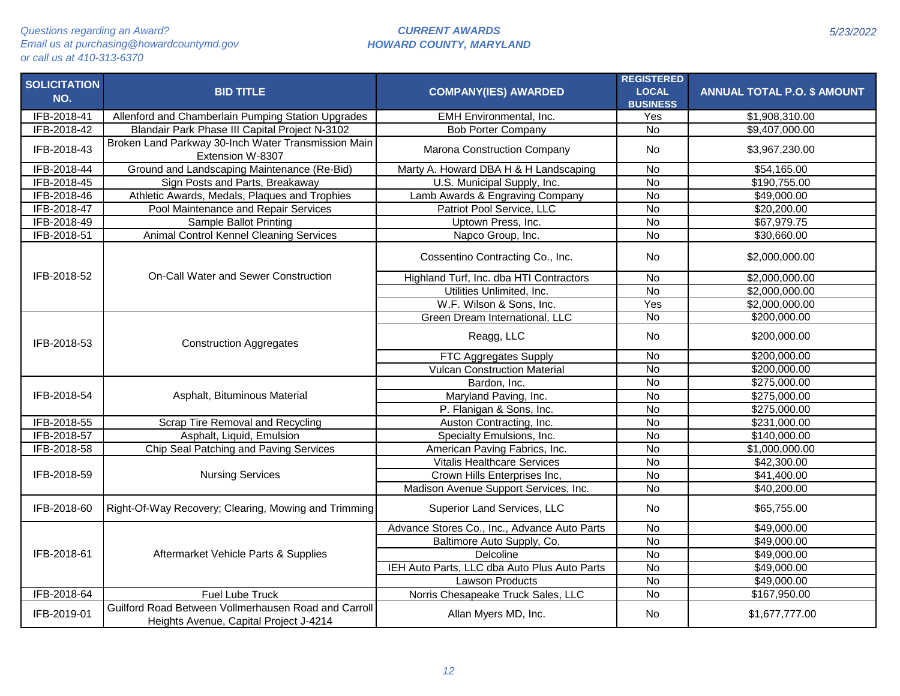*Questions regarding an Award?*
*Email us at purchasing@howardcountymd.gov*
*or call us at 410-313-6370*

***CURRENT AWARDS***
***HOWARD COUNTY, MARYLAND***

*5/23/2022*

| SOLICITATION NO. | BID TITLE | COMPANY(IES) AWARDED | REGISTERED LOCAL BUSINESS | ANNUAL TOTAL P.O. $ AMOUNT |
|---|---|---|---|---|
| IFB-2018-41 | Allenford and Chamberlain Pumping Station Upgrades | EMH Environmental, Inc. | Yes | $1,908,310.00 |
| IFB-2018-42 | Blandair Park Phase III Capital Project N-3102 | Bob Porter Company | No | $9,407,000.00 |
| IFB-2018-43 | Broken Land Parkway 30-Inch Water Transmission Main Extension W-8307 | Marona Construction Company | No | $3,967,230.00 |
| IFB-2018-44 | Ground and Landscaping Maintenance (Re-Bid) | Marty A. Howard DBA H & H Landscaping | No | $54,165.00 |
| IFB-2018-45 | Sign Posts and Parts, Breakaway | U.S. Municipal Supply, Inc. | No | $190,755.00 |
| IFB-2018-46 | Athletic Awards, Medals, Plaques and Trophies | Lamb Awards & Engraving Company | No | $49,000.00 |
| IFB-2018-47 | Pool Maintenance and Repair Services | Patriot Pool Service, LLC | No | $20,200.00 |
| IFB-2018-49 | Sample Ballot Printing | Uptown Press, Inc. | No | $67,979.75 |
| IFB-2018-51 | Animal Control Kennel Cleaning Services | Napco Group, Inc. | No | $30,660.00 |
| IFB-2018-52 | On-Call Water and Sewer Construction | Cossentino Contracting Co., Inc. | No | $2,000,000.00 |
| | | Highland Turf, Inc. dba HTI Contractors | No | $2,000,000.00 |
| | | Utilities Unlimited, Inc. | No | $2,000,000.00 |
| | | W.F. Wilson & Sons, Inc. | Yes | $2,000,000.00 |
| IFB-2018-53 | Construction Aggregates | Green Dream International, LLC | No | $200,000.00 |
| | | Reagg, LLC | No | $200,000.00 |
| | | FTC Aggregates Supply | No | $200,000.00 |
| | | Vulcan Construction Material | No | $200,000.00 |
| IFB-2018-54 | Asphalt, Bituminous Material | Bardon, Inc. | No | $275,000.00 |
| | | Maryland Paving, Inc. | No | $275,000.00 |
| | | P. Flanigan & Sons, Inc. | No | $275,000.00 |
| IFB-2018-55 | Scrap Tire Removal and Recycling | Auston Contracting, Inc. | No | $231,000.00 |
| IFB-2018-57 | Asphalt, Liquid, Emulsion | Specialty Emulsions, Inc. | No | $140,000.00 |
| IFB-2018-58 | Chip Seal Patching and Paving Services | American Paving Fabrics, Inc. | No | $1,000,000.00 |
| IFB-2018-59 | Nursing Services | Vitalis Healthcare Services | No | $42,300.00 |
| | | Crown Hills Enterprises Inc, | No | $41,400.00 |
| | | Madison Avenue Support Services, Inc. | No | $40,200.00 |
| IFB-2018-60 | Right-Of-Way Recovery; Clearing, Mowing and Trimming | Superior Land Services, LLC | No | $65,755.00 |
| IFB-2018-61 | Aftermarket Vehicle Parts & Supplies | Advance Stores Co., Inc., Advance Auto Parts | No | $49,000.00 |
| | | Baltimore Auto Supply, Co. | No | $49,000.00 |
| | | Delcoline | No | $49,000.00 |
| | | IEH Auto Parts, LLC dba Auto Plus Auto Parts | No | $49,000.00 |
| | | Lawson Products | No | $49,000.00 |
| IFB-2018-64 | Fuel Lube Truck | Norris Chesapeake Truck Sales, LLC | No | $167,950.00 |
| IFB-2019-01 | Guilford Road Between Vollmerhausen Road and Carroll Heights Avenue, Capital Project J-4214 | Allan Myers MD, Inc. | No | $1,677,777.00 |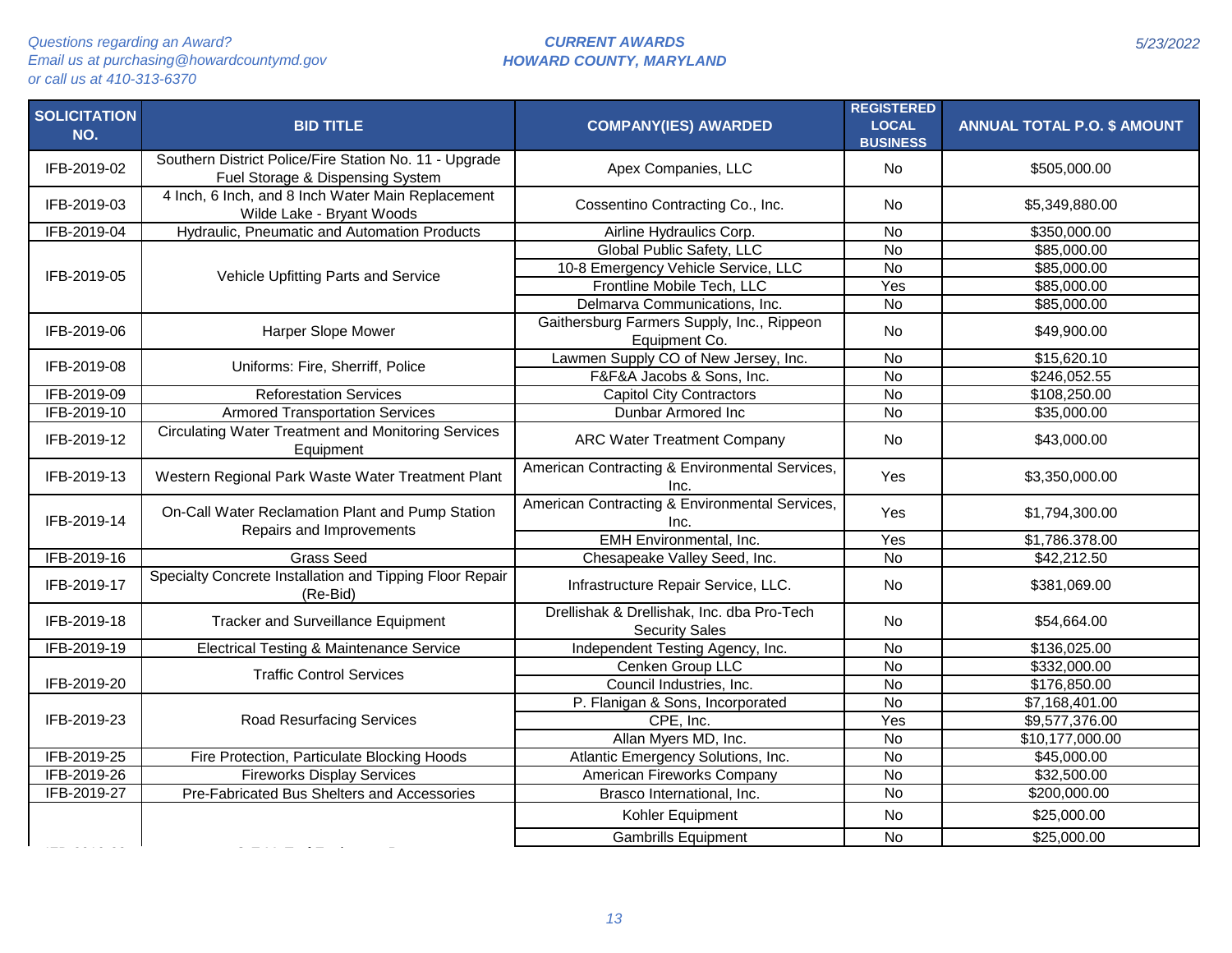Questions regarding an Award?
Email us at purchasing@howardcountymd.gov
or call us at 410-313-6370

**CURRENT AWARDS**
**HOWARD COUNTY, MARYLAND**

5/23/2022

| SOLICITATION NO. | BID TITLE | COMPANY(IES) AWARDED | REGISTERED LOCAL BUSINESS | ANNUAL TOTAL P.O. $ AMOUNT |
|---|---|---|---|---|
| IFB-2019-02 | Southern District Police/Fire Station No. 11 - Upgrade Fuel Storage & Dispensing System | Apex Companies, LLC | No | $505,000.00 |
| IFB-2019-03 | 4 Inch, 6 Inch, and 8 Inch Water Main Replacement Wilde Lake - Bryant Woods | Cossentino Contracting Co., Inc. | No | $5,349,880.00 |
| IFB-2019-04 | Hydraulic, Pneumatic and Automation Products | Airline Hydraulics Corp. | No | $350,000.00 |
| IFB-2019-05 | Vehicle Upfitting Parts and Service | Global Public Safety, LLC | No | $85,000.00 |
| | | 10-8 Emergency Vehicle Service, LLC | No | $85,000.00 |
| | | Frontline Mobile Tech, LLC | Yes | $85,000.00 |
| | | Delmarva Communications, Inc. | No | $85,000.00 |
| IFB-2019-06 | Harper Slope Mower | Gaithersburg Farmers Supply, Inc., Rippeon Equipment Co. | No | $49,900.00 |
| IFB-2019-08 | Uniforms: Fire, Sherriff, Police | Lawmen Supply CO of New Jersey, Inc. | No | $15,620.10 |
| | | F&F&A Jacobs & Sons, Inc. | No | $246,052.55 |
| IFB-2019-09 | Reforestation Services | Capitol City Contractors | No | $108,250.00 |
| IFB-2019-10 | Armored Transportation Services | Dunbar Armored Inc | No | $35,000.00 |
| IFB-2019-12 | Circulating Water Treatment and Monitoring Services Equipment | ARC Water Treatment Company | No | $43,000.00 |
| IFB-2019-13 | Western Regional Park Waste Water Treatment Plant | American Contracting & Environmental Services, Inc. | Yes | $3,350,000.00 |
| IFB-2019-14 | On-Call Water Reclamation Plant and Pump Station Repairs and Improvements | American Contracting & Environmental Services, Inc. | Yes | $1,794,300.00 |
| | | EMH Environmental, Inc. | Yes | $1,786,378.00 |
| IFB-2019-16 | Grass Seed | Chesapeake Valley Seed, Inc. | No | $42,212.50 |
| IFB-2019-17 | Specialty Concrete Installation and Tipping Floor Repair (Re-Bid) | Infrastructure Repair Service, LLC. | No | $381,069.00 |
| IFB-2019-18 | Tracker and Surveillance Equipment | Drellishak & Drellishak, Inc. dba Pro-Tech Security Sales | No | $54,664.00 |
| IFB-2019-19 | Electrical Testing & Maintenance Service | Independent Testing Agency, Inc. | No | $136,025.00 |
| IFB-2019-20 | Traffic Control Services | Cenken Group LLC | No | $332,000.00 |
| | | Council Industries, Inc. | No | $176,850.00 |
| IFB-2019-23 | Road Resurfacing Services | P. Flanigan & Sons, Incorporated | No | $7,168,401.00 |
| | | CPE, Inc. | Yes | $9,577,376.00 |
| | | Allan Myers MD, Inc. | No | $10,177,000.00 |
| IFB-2019-25 | Fire Protection, Particulate Blocking Hoods | Atlantic Emergency Solutions, Inc. | No | $45,000.00 |
| IFB-2019-26 | Fireworks Display Services | American Fireworks Company | No | $32,500.00 |
| IFB-2019-27 | Pre-Fabricated Bus Shelters and Accessories | Brasco International, Inc. | No | $200,000.00 |
| | | Kohler Equipment | No | $25,000.00 |
| | | Gambrills Equipment | No | $25,000.00 |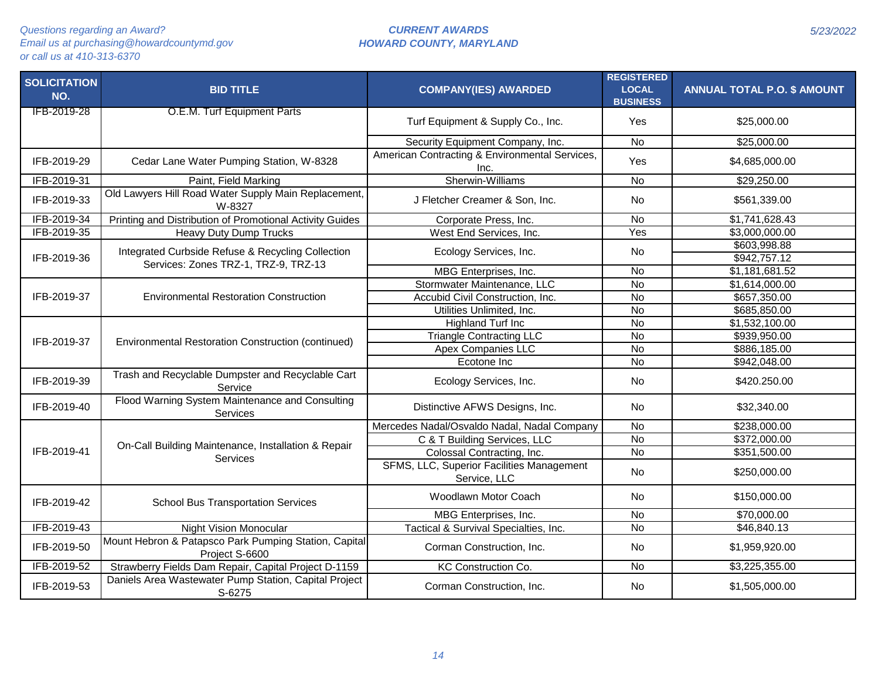Questions regarding an Award?
Email us at purchasing@howardcountymd.gov
or call us at 410-313-6370

**CURRENT AWARDS**
**HOWARD COUNTY, MARYLAND**

5/23/2022

| SOLICITATION NO. | BID TITLE | COMPANY(IES) AWARDED | REGISTERED LOCAL BUSINESS | ANNUAL TOTAL P.O. $ AMOUNT |
|---|---|---|---|---|
| IFB-2019-28 | O.E.M. Turf Equipment Parts | Turf Equipment & Supply Co., Inc. | Yes | $25,000.00 |
| | | Security Equipment Company, Inc. | No | $25,000.00 |
| IFB-2019-29 | Cedar Lane Water Pumping Station, W-8328 | American Contracting & Environmental Services, Inc. | Yes | $4,685,000.00 |
| IFB-2019-31 | Paint, Field Marking | Sherwin-Williams | No | $29,250.00 |
| IFB-2019-33 | Old Lawyers Hill Road Water Supply Main Replacement, W-8327 | J Fletcher Creamer & Son, Inc. | No | $561,339.00 |
| IFB-2019-34 | Printing and Distribution of Promotional Activity Guides | Corporate Press, Inc. | No | $1,741,628.43 |
| IFB-2019-35 | Heavy Duty Dump Trucks | West End Services, Inc. | Yes | $3,000,000.00 |
| IFB-2019-36 | Integrated Curbside Refuse & Recycling Collection Services: Zones TRZ-1, TRZ-9, TRZ-13 | Ecology Services, Inc. | No | $603,998.88 |
| | | | | $942,757.12 |
| | | MBG Enterprises, Inc. | No | $1,181,681.52 |
| IFB-2019-37 | Environmental Restoration Construction | Stormwater Maintenance, LLC | No | $1,614,000.00 |
| | | Accubid Civil Construction, Inc. | No | $657,350.00 |
| | | Utilities Unlimited, Inc. | No | $685,850.00 |
| IFB-2019-37 | Environmental Restoration Construction (continued) | Highland Turf Inc | No | $1,532,100.00 |
| | | Triangle Contracting LLC | No | $939,950.00 |
| | | Apex Companies LLC | No | $886,185.00 |
| | | Ecotone Inc | No | $942,048.00 |
| IFB-2019-39 | Trash and Recyclable Dumpster and Recyclable Cart Service | Ecology Services, Inc. | No | $420.250.00 |
| IFB-2019-40 | Flood Warning System Maintenance and Consulting Services | Distinctive AFWS Designs, Inc. | No | $32,340.00 |
| IFB-2019-41 | On-Call Building Maintenance, Installation & Repair Services | Mercedes Nadal/Osvaldo Nadal, Nadal Company | No | $238,000.00 |
| | | C & T Building Services, LLC | No | $372,000.00 |
| | | Colossal Contracting, Inc. | No | $351,500.00 |
| | | SFMS, LLC, Superior Facilities Management Service, LLC | No | $250,000.00 |
| IFB-2019-42 | School Bus Transportation Services | Woodlawn Motor Coach | No | $150,000.00 |
| | | MBG Enterprises, Inc. | No | $70,000.00 |
| IFB-2019-43 | Night Vision Monocular | Tactical & Survival Specialties, Inc. | No | $46,840.13 |
| IFB-2019-50 | Mount Hebron & Patapsco Park Pumping Station, Capital Project S-6600 | Corman Construction, Inc. | No | $1,959,920.00 |
| IFB-2019-52 | Strawberry Fields Dam Repair, Capital Project D-1159 | KC Construction Co. | No | $3,225,355.00 |
| IFB-2019-53 | Daniels Area Wastewater Pump Station, Capital Project S-6275 | Corman Construction, Inc. | No | $1,505,000.00 |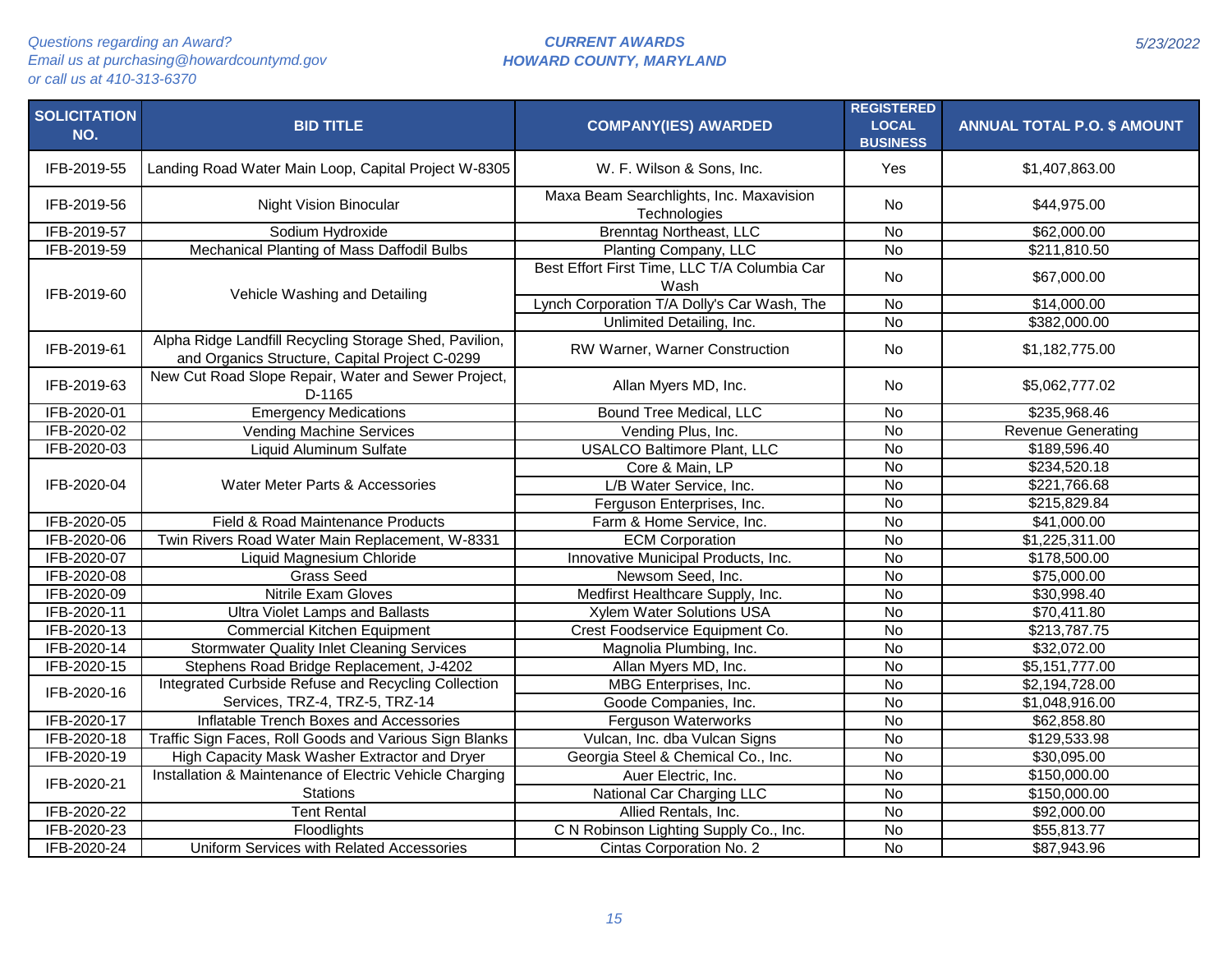*Questions regarding an Award?*
*Email us at purchasing@howardcountymd.gov*
*or call us at 410-313-6370*

***CURRENT AWARDS***
***HOWARD COUNTY, MARYLAND***

*5/23/2022*

| SOLICITATION NO. | BID TITLE | COMPANY(IES) AWARDED | REGISTERED LOCAL BUSINESS | ANNUAL TOTAL P.O. $ AMOUNT |
|---|---|---|---|---|
| IFB-2019-55 | Landing Road Water Main Loop, Capital Project W-8305 | W. F. Wilson & Sons, Inc. | Yes | $1,407,863.00 |
| IFB-2019-56 | Night Vision Binocular | Maxa Beam Searchlights, Inc. Maxavision Technologies | No | $44,975.00 |
| IFB-2019-57 | Sodium Hydroxide | Brenntag Northeast, LLC | No | $62,000.00 |
| IFB-2019-59 | Mechanical Planting of Mass Daffodil Bulbs | Planting Company, LLC | No | $211,810.50 |
| IFB-2019-60 | Vehicle Washing and Detailing | Best Effort First Time, LLC T/A Columbia Car Wash | No | $67,000.00 |
| | | Lynch Corporation T/A Dolly's Car Wash, The | No | $14,000.00 |
| | | Unlimited Detailing, Inc. | No | $382,000.00 |
| IFB-2019-61 | Alpha Ridge Landfill Recycling Storage Shed, Pavilion, and Organics Structure, Capital Project C-0299 | RW Warner, Warner Construction | No | $1,182,775.00 |
| IFB-2019-63 | New Cut Road Slope Repair, Water and Sewer Project, D-1165 | Allan Myers MD, Inc. | No | $5,062,777.02 |
| IFB-2020-01 | Emergency Medications | Bound Tree Medical, LLC | No | $235,968.46 |
| IFB-2020-02 | Vending Machine Services | Vending Plus, Inc. | No | Revenue Generating |
| IFB-2020-03 | Liquid Aluminum Sulfate | USALCO Baltimore Plant, LLC | No | $189,596.40 |
| IFB-2020-04 | Water Meter Parts & Accessories | Core & Main, LP | No | $234,520.18 |
| | | L/B Water Service, Inc. | No | $221,766.68 |
| | | Ferguson Enterprises, Inc. | No | $215,829.84 |
| IFB-2020-05 | Field & Road Maintenance Products | Farm & Home Service, Inc. | No | $41,000.00 |
| IFB-2020-06 | Twin Rivers Road Water Main Replacement, W-8331 | ECM Corporation | No | $1,225,311.00 |
| IFB-2020-07 | Liquid Magnesium Chloride | Innovative Municipal Products, Inc. | No | $178,500.00 |
| IFB-2020-08 | Grass Seed | Newsom Seed, Inc. | No | $75,000.00 |
| IFB-2020-09 | Nitrile Exam Gloves | Medfirst Healthcare Supply, Inc. | No | $30,998.40 |
| IFB-2020-11 | Ultra Violet Lamps and Ballasts | Xylem Water Solutions USA | No | $70,411.80 |
| IFB-2020-13 | Commercial Kitchen Equipment | Crest Foodservice Equipment Co. | No | $213,787.75 |
| IFB-2020-14 | Stormwater Quality Inlet Cleaning Services | Magnolia Plumbing, Inc. | No | $32,072.00 |
| IFB-2020-15 | Stephens Road Bridge Replacement, J-4202 | Allan Myers MD, Inc. | No | $5,151,777.00 |
| IFB-2020-16 | Integrated Curbside Refuse and Recycling Collection Services, TRZ-4, TRZ-5, TRZ-14 | MBG Enterprises, Inc. | No | $2,194,728.00 |
| | | Goode Companies, Inc. | No | $1,048,916.00 |
| IFB-2020-17 | Inflatable Trench Boxes and Accessories | Ferguson Waterworks | No | $62,858.80 |
| IFB-2020-18 | Traffic Sign Faces, Roll Goods and Various Sign Blanks | Vulcan, Inc. dba Vulcan Signs | No | $129,533.98 |
| IFB-2020-19 | High Capacity Mask Washer Extractor and Dryer | Georgia Steel & Chemical Co., Inc. | No | $30,095.00 |
| IFB-2020-21 | Installation & Maintenance of Electric Vehicle Charging Stations | Auer Electric, Inc. | No | $150,000.00 |
| | | National Car Charging LLC | No | $150,000.00 |
| IFB-2020-22 | Tent Rental | Allied Rentals, Inc. | No | $92,000.00 |
| IFB-2020-23 | Floodlights | C N Robinson Lighting Supply Co., Inc. | No | $55,813.77 |
| IFB-2020-24 | Uniform Services with Related Accessories | Cintas Corporation No. 2 | No | $87,943.96 |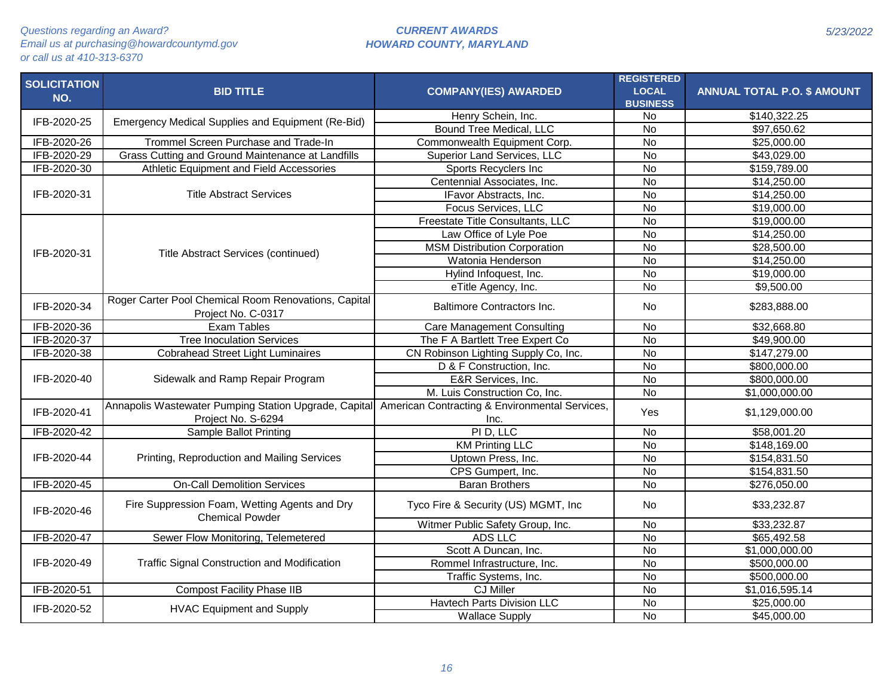| SOLICITATION NO. | BID TITLE | COMPANY(IES) AWARDED | REGISTERED LOCAL BUSINESS | ANNUAL TOTAL P.O. $ AMOUNT |
|---|---|---|---|---|
| IFB-2020-25 | Emergency Medical Supplies and Equipment (Re-Bid) | Henry Schein, Inc. | No | $140,322.25 |
| | | Bound Tree Medical, LLC | No | $97,650.62 |
| IFB-2020-26 | Trommel Screen Purchase and Trade-In | Commonwealth Equipment Corp. | No | $25,000.00 |
| IFB-2020-29 | Grass Cutting and Ground Maintenance at Landfills | Superior Land Services, LLC | No | $43,029.00 |
| IFB-2020-30 | Athletic Equipment and Field Accessories | Sports Recyclers Inc | No | $159,789.00 |
| IFB-2020-31 | Title Abstract Services | Centennial Associates, Inc. | No | $14,250.00 |
| | | IFavor Abstracts, Inc. | No | $14,250.00 |
| | | Focus Services, LLC | No | $19,000.00 |
| IFB-2020-31 | Title Abstract Services (continued) | Freestate Title Consultants, LLC | No | $19,000.00 |
| | | Law Office of Lyle Poe | No | $14,250.00 |
| | | MSM Distribution Corporation | No | $28,500.00 |
| | | Watonia Henderson | No | $14,250.00 |
| | | Hylind Infoquest, Inc. | No | $19,000.00 |
| | | eTitle Agency, Inc. | No | $9,500.00 |
| IFB-2020-34 | Roger Carter Pool Chemical Room Renovations, Capital Project No. C-0317 | Baltimore Contractors Inc. | No | $283,888.00 |
| IFB-2020-36 | Exam Tables | Care Management Consulting | No | $32,668.80 |
| IFB-2020-37 | Tree Inoculation Services | The F A Bartlett Tree Expert Co | No | $49,900.00 |
| IFB-2020-38 | Cobrahead Street Light Luminaires | CN Robinson Lighting Supply Co, Inc. | No | $147,279.00 |
| IFB-2020-40 | Sidewalk and Ramp Repair Program | D & F Construction, Inc. | No | $800,000.00 |
| | | E&R Services, Inc. | No | $800,000.00 |
| | | M. Luis Construction Co, Inc. | No | $1,000,000.00 |
| IFB-2020-41 | Annapolis Wastewater Pumping Station Upgrade, Capital Project No. S-6294 | American Contracting & Environmental Services, Inc. | Yes | $1,129,000.00 |
| IFB-2020-42 | Sample Ballot Printing | PI D, LLC | No | $58,001.20 |
| IFB-2020-44 | Printing, Reproduction and Mailing Services | KM Printing LLC | No | $148,169.00 |
| | | Uptown Press, Inc. | No | $154,831.50 |
| | | CPS Gumpert, Inc. | No | $154,831.50 |
| IFB-2020-45 | On-Call Demolition Services | Baran Brothers | No | $276,050.00 |
| IFB-2020-46 | Fire Suppression Foam, Wetting Agents and Dry Chemical Powder | Tyco Fire & Security (US) MGMT, Inc | No | $33,232.87 |
| | | Witmer Public Safety Group, Inc. | No | $33,232.87 |
| IFB-2020-47 | Sewer Flow Monitoring, Telemetered | ADS LLC | No | $65,492.58 |
| IFB-2020-49 | Traffic Signal Construction and Modification | Scott A Duncan, Inc. | No | $1,000,000.00 |
| | | Rommel Infrastructure, Inc. | No | $500,000.00 |
| | | Traffic Systems, Inc. | No | $500,000.00 |
| IFB-2020-51 | Compost Facility Phase IIB | CJ Miller | No | $1,016,595.14 |
| IFB-2020-52 | HVAC Equipment and Supply | Havtech Parts Division LLC | No | $25,000.00 |
| | | Wallace Supply | No | $45,000.00 |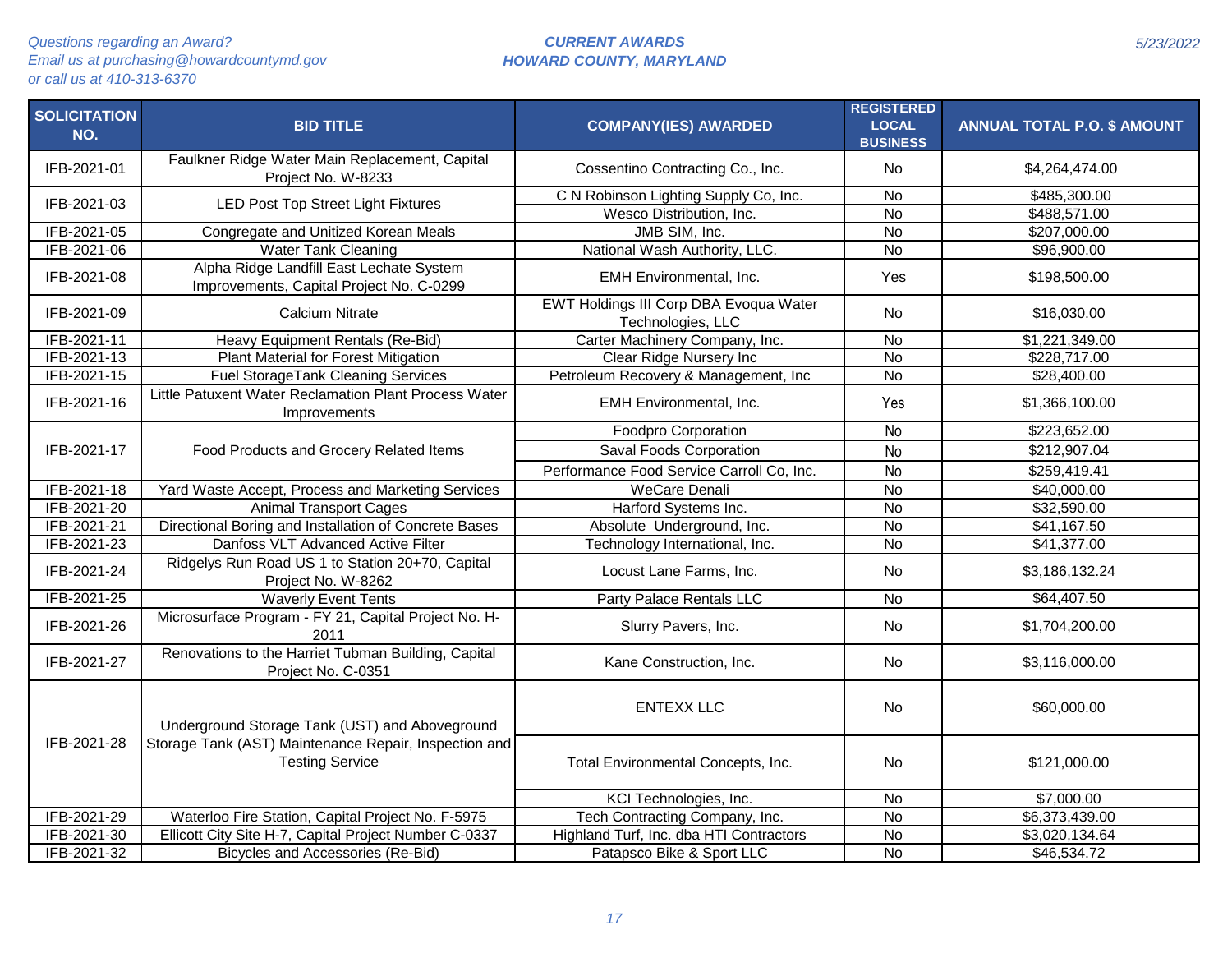Questions regarding an Award?
Email us at purchasing@howardcountymd.gov
or call us at 410-313-6370

**CURRENT AWARDS**
**HOWARD COUNTY, MARYLAND**

5/23/2022

| SOLICITATION NO. | BID TITLE | COMPANY(IES) AWARDED | REGISTERED LOCAL BUSINESS | ANNUAL TOTAL P.O. $ AMOUNT |
|---|---|---|---|---|
| IFB-2021-01 | Faulkner Ridge Water Main Replacement, Capital Project No. W-8233 | Cossentino Contracting Co., Inc. | No | $4,264,474.00 |
| IFB-2021-03 | LED Post Top Street Light Fixtures | C N Robinson Lighting Supply Co, Inc. | No | $485,300.00 |
| | | Wesco Distribution, Inc. | No | $488,571.00 |
| IFB-2021-05 | Congregate and Unitized Korean Meals | JMB SIM, Inc. | No | $207,000.00 |
| IFB-2021-06 | Water Tank Cleaning | National Wash Authority, LLC. | No | $96,900.00 |
| IFB-2021-08 | Alpha Ridge Landfill East Lechate System Improvements, Capital Project No. C-0299 | EMH Environmental, Inc. | Yes | $198,500.00 |
| IFB-2021-09 | Calcium Nitrate | EWT Holdings III Corp DBA Evoqua Water Technologies, LLC | No | $16,030.00 |
| IFB-2021-11 | Heavy Equipment Rentals (Re-Bid) | Carter Machinery Company, Inc. | No | $1,221,349.00 |
| IFB-2021-13 | Plant Material for Forest Mitigation | Clear Ridge Nursery Inc | No | $228,717.00 |
| IFB-2021-15 | Fuel StorageTank Cleaning Services | Petroleum Recovery & Management, Inc | No | $28,400.00 |
| IFB-2021-16 | Little Patuxent Water Reclamation Plant Process Water Improvements | EMH Environmental, Inc. | Yes | $1,366,100.00 |
| IFB-2021-17 | Food Products and Grocery Related Items | Foodpro Corporation | No | $223,652.00 |
| | | Saval Foods Corporation | No | $212,907.04 |
| | | Performance Food Service Carroll Co, Inc. | No | $259,419.41 |
| IFB-2021-18 | Yard Waste Accept, Process and Marketing Services | WeCare Denali | No | $40,000.00 |
| IFB-2021-20 | Animal Transport Cages | Harford Systems Inc. | No | $32,590.00 |
| IFB-2021-21 | Directional Boring and Installation of Concrete Bases | Absolute  Underground, Inc. | No | $41,167.50 |
| IFB-2021-23 | Danfoss VLT Advanced Active Filter | Technology International, Inc. | No | $41,377.00 |
| IFB-2021-24 | Ridgelys Run Road US 1 to Station 20+70, Capital Project No. W-8262 | Locust Lane Farms, Inc. | No | $3,186,132.24 |
| IFB-2021-25 | Waverly Event Tents | Party Palace Rentals LLC | No | $64,407.50 |
| IFB-2021-26 | Microsurface Program - FY 21, Capital Project No. H-2011 | Slurry Pavers, Inc. | No | $1,704,200.00 |
| IFB-2021-27 | Renovations to the Harriet Tubman Building, Capital Project No. C-0351 | Kane Construction, Inc. | No | $3,116,000.00 |
| IFB-2021-28 | Underground Storage Tank (UST) and Aboveground Storage Tank (AST) Maintenance Repair, Inspection and Testing Service | ENTEXX LLC | No | $60,000.00 |
| | | Total Environmental Concepts, Inc. | No | $121,000.00 |
| | | KCI Technologies, Inc. | No | $7,000.00 |
| IFB-2021-29 | Waterloo Fire Station, Capital Project No. F-5975 | Tech Contracting Company, Inc. | No | $6,373,439.00 |
| IFB-2021-30 | Ellicott City Site H-7, Capital Project Number C-0337 | Highland Turf, Inc. dba HTI Contractors | No | $3,020,134.64 |
| IFB-2021-32 | Bicycles and Accessories (Re-Bid) | Patapsco Bike & Sport LLC | No | $46,534.72 |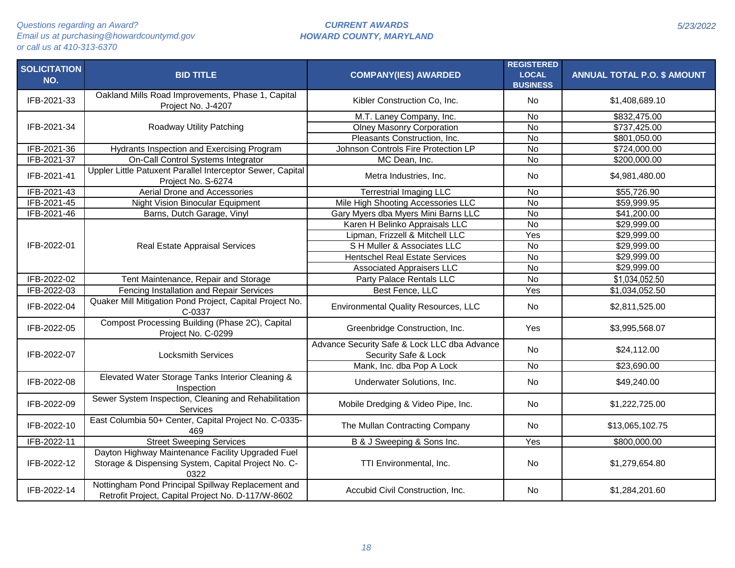Questions regarding an Award?
Email us at purchasing@howardcountymd.gov
or call us at 410-313-6370

**CURRENT AWARDS**
**HOWARD COUNTY, MARYLAND**

5/23/2022

| SOLICITATION NO. | BID TITLE | COMPANY(IES) AWARDED | REGISTERED LOCAL BUSINESS | ANNUAL TOTAL P.O. $ AMOUNT |
|---|---|---|---|---|
| IFB-2021-33 | Oakland Mills Road Improvements, Phase 1, Capital Project No. J-4207 | Kibler Construction Co, Inc. | No | $1,408,689.10 |
| IFB-2021-34 | Roadway Utility Patching | M.T. Laney Company, Inc. | No | $832,475.00 |
| | | Olney Masonry Corporation | No | $737,425.00 |
| | | Pleasants Construction, Inc. | No | $801,050.00 |
| IFB-2021-36 | Hydrants Inspection and Exercising Program | Johnson Controls Fire Protection LP | No | $724,000.00 |
| IFB-2021-37 | On-Call Control Systems Integrator | MC Dean, Inc. | No | $200,000.00 |
| IFB-2021-41 | Uppler Little Patuxent Parallel Interceptor Sewer, Capital Project No. S-6274 | Metra Industries, Inc. | No | $4,981,480.00 |
| IFB-2021-43 | Aerial Drone and Accessories | Terrestrial Imaging LLC | No | $55,726.90 |
| IFB-2021-45 | Night Vision Binocular Equipment | Mile High Shooting Accessories LLC | No | $59,999.95 |
| IFB-2021-46 | Barns, Dutch Garage, Vinyl | Gary Myers dba Myers Mini Barns LLC | No | $41,200.00 |
| IFB-2022-01 | Real Estate Appraisal Services | Karen H Belinko Appraisals LLC | No | $29,999.00 |
| | | Lipman, Frizzell & Mitchell LLC | Yes | $29,999.00 |
| | | S H Muller & Associates LLC | No | $29,999.00 |
| | | Hentschel Real Estate Services | No | $29,999.00 |
| | | Associated Appraisers LLC | No | $29,999.00 |
| IFB-2022-02 | Tent Maintenance, Repair and Storage | Party Palace Rentals LLC | No | $1,034,052.50 |
| IFB-2022-03 | Fencing Installation and Repair Services | Best Fence, LLC | Yes | $1,034,052.50 |
| IFB-2022-04 | Quaker Mill Mitigation Pond Project, Capital Project No. C-0337 | Environmental Quality Resources, LLC | No | $2,811,525.00 |
| IFB-2022-05 | Compost Processing Building (Phase 2C), Capital Project No. C-0299 | Greenbridge Construction, Inc. | Yes | $3,995,568.07 |
| IFB-2022-07 | Locksmith Services | Advance Security Safe & Lock LLC dba Advance Security Safe & Lock | No | $24,112.00 |
| | | Mank, Inc. dba Pop A Lock | No | $23,690.00 |
| IFB-2022-08 | Elevated Water Storage Tanks Interior Cleaning & Inspection | Underwater Solutions, Inc. | No | $49,240.00 |
| IFB-2022-09 | Sewer System Inspection, Cleaning and Rehabilitation Services | Mobile Dredging & Video Pipe, Inc. | No | $1,222,725.00 |
| IFB-2022-10 | East Columbia 50+ Center, Capital Project No. C-0335-469 | The Mullan Contracting Company | No | $13,065,102.75 |
| IFB-2022-11 | Street Sweeping Services | B & J Sweeping & Sons Inc. | Yes | $800,000.00 |
| IFB-2022-12 | Dayton Highway Maintenance Facility Upgraded Fuel Storage & Dispensing System, Capital Project No. C-0322 | TTI Environmental, Inc. | No | $1,279,654.80 |
| IFB-2022-14 | Nottingham Pond Principal Spillway Replacement and Retrofit Project, Capital Project No. D-117/W-8602 | Accubid Civil Construction, Inc. | No | $1,284,201.60 |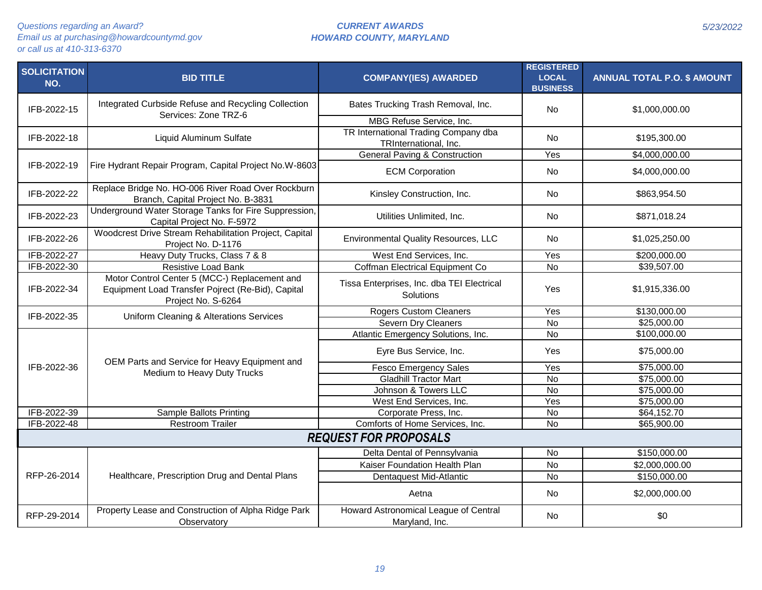*Questions regarding an Award?*
*Email us at purchasing@howardcountymd.gov*
*or call us at 410-313-6370*

**CURRENT AWARDS**
**HOWARD COUNTY, MARYLAND**

*5/23/2022*

| SOLICITATION NO. | BID TITLE | COMPANY(IES) AWARDED | REGISTERED LOCAL BUSINESS | ANNUAL TOTAL P.O. $ AMOUNT |
|---|---|---|---|---|
| IFB-2022-15 | Integrated Curbside Refuse and Recycling Collection Services: Zone TRZ-6 | Bates Trucking Trash Removal, Inc. | No | $1,000,000.00 |
| | | MBG Refuse Service, Inc. | | |
| IFB-2022-18 | Liquid Aluminum Sulfate | TR International Trading Company dba TRInternational, Inc. | No | $195,300.00 |
| IFB-2022-19 | Fire Hydrant Repair Program, Capital Project No.W-8603 | General Paving & Construction | Yes | $4,000,000.00 |
| | | ECM Corporation | No | $4,000,000.00 |
| IFB-2022-22 | Replace Bridge No. HO-006 River Road Over Rockburn Branch, Capital Project No. B-3831 | Kinsley Construction, Inc. | No | $863,954.50 |
| IFB-2022-23 | Underground Water Storage Tanks for Fire Suppression, Capital Project No. F-5972 | Utilities Unlimited, Inc. | No | $871,018.24 |
| IFB-2022-26 | Woodcrest Drive Stream Rehabilitation Project, Capital Project No. D-1176 | Environmental Quality Resources, LLC | No | $1,025,250.00 |
| IFB-2022-27 | Heavy Duty Trucks, Class 7 & 8 | West End Services, Inc. | Yes | $200,000.00 |
| IFB-2022-30 | Resistive Load Bank | Coffman Electrical Equipment Co | No | $39,507.00 |
| IFB-2022-34 | Motor Control Center 5 (MCC-) Replacement and Equipment Load Transfer Pojrect (Re-Bid), Capital Project No. S-6264 | Tissa Enterprises, Inc. dba TEI Electrical Solutions | Yes | $1,915,336.00 |
| IFB-2022-35 | Uniform Cleaning & Alterations Services | Rogers Custom Cleaners | Yes | $130,000.00 |
| | | Severn Dry Cleaners | No | $25,000.00 |
| IFB-2022-36 | OEM Parts and Service for Heavy Equipment and Medium to Heavy Duty Trucks | Atlantic Emergency Solutions, Inc. | No | $100,000.00 |
| | | Eyre Bus Service, Inc. | Yes | $75,000.00 |
| | | Fesco Emergency Sales | Yes | $75,000.00 |
| | | Gladhill Tractor Mart | No | $75,000.00 |
| | | Johnson & Towers LLC | No | $75,000.00 |
| | | West End Services, Inc. | Yes | $75,000.00 |
| IFB-2022-39 | Sample Ballots Printing | Corporate Press, Inc. | No | $64,152.70 |
| IFB-2022-48 | Restroom Trailer | Comforts of Home Services, Inc. | No | $65,900.00 |
| ***REQUEST FOR PROPOSALS*** | | | | |
| RFP-26-2014 | Healthcare, Prescription Drug and Dental Plans | Delta Dental of Pennsylvania | No | $150,000.00 |
| | | Kaiser Foundation Health Plan | No | $2,000,000.00 |
| | | Dentaquest Mid-Atlantic | No | $150,000.00 |
| | | Aetna | No | $2,000,000.00 |
| RFP-29-2014 | Property Lease and Construction of Alpha Ridge Park Observatory | Howard Astronomical League of Central Maryland, Inc. | No | $0 |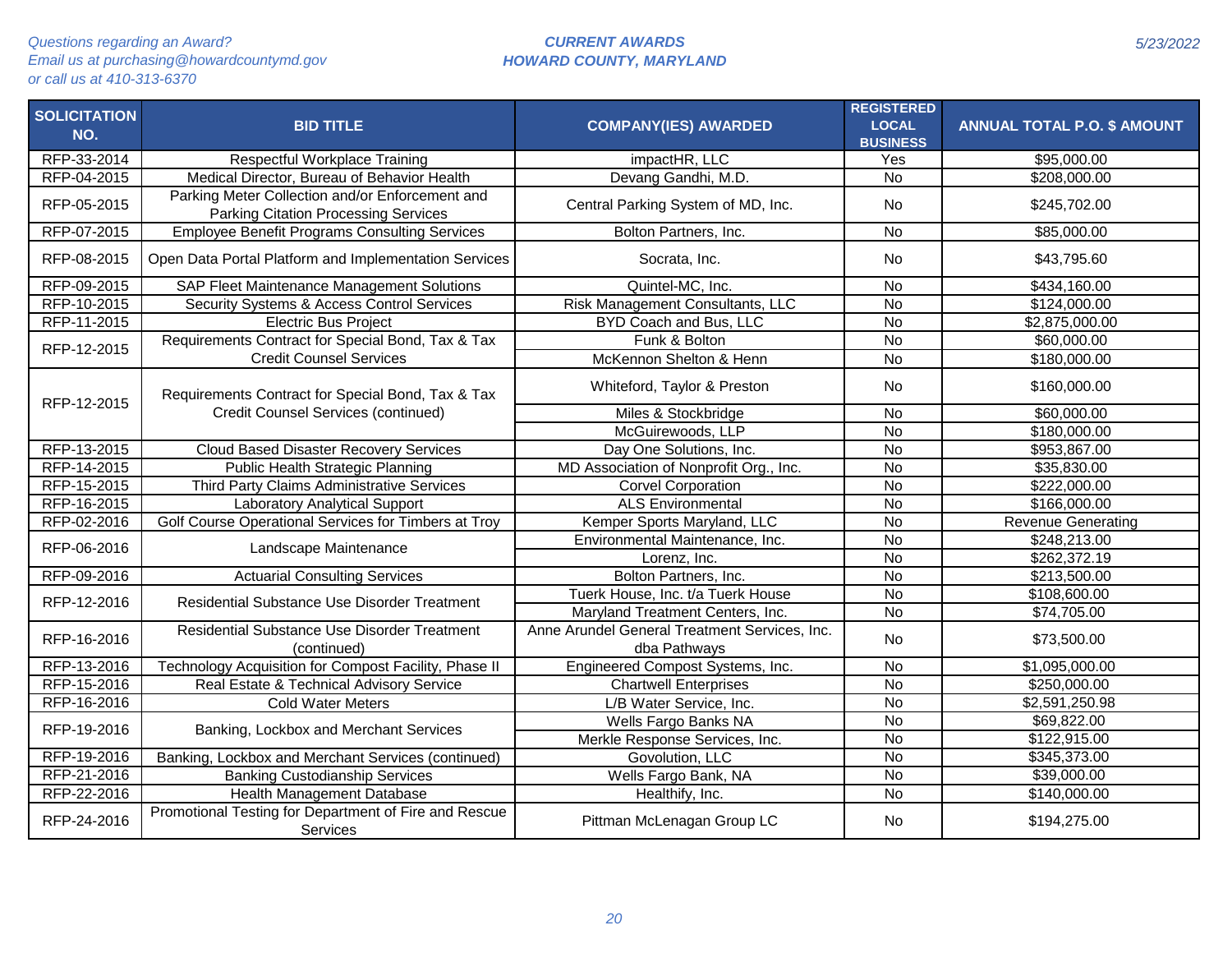Questions regarding an Award?
Email us at purchasing@howardcountymd.gov
or call us at 410-313-6370

**CURRENT AWARDS**
**HOWARD COUNTY, MARYLAND**

5/23/2022

| SOLICITATION NO. | BID TITLE | COMPANY(IES) AWARDED | REGISTERED LOCAL BUSINESS | ANNUAL TOTAL P.O. $ AMOUNT |
|---|---|---|---|---|
| RFP-33-2014 | Respectful Workplace Training | impactHR, LLC | Yes | $95,000.00 |
| RFP-04-2015 | Medical Director, Bureau of Behavior Health | Devang Gandhi, M.D. | No | $208,000.00 |
| RFP-05-2015 | Parking Meter Collection and/or Enforcement and Parking Citation Processing Services | Central Parking System of MD, Inc. | No | $245,702.00 |
| RFP-07-2015 | Employee Benefit Programs Consulting Services | Bolton Partners, Inc. | No | $85,000.00 |
| RFP-08-2015 | Open Data Portal Platform and Implementation Services | Socrata, Inc. | No | $43,795.60 |
| RFP-09-2015 | SAP Fleet Maintenance Management Solutions | Quintel-MC, Inc. | No | $434,160.00 |
| RFP-10-2015 | Security Systems & Access Control Services | Risk Management Consultants, LLC | No | $124,000.00 |
| RFP-11-2015 | Electric Bus Project | BYD Coach and Bus, LLC | No | $2,875,000.00 |
| RFP-12-2015 | Requirements Contract for Special Bond, Tax & Tax Credit Counsel Services | Funk & Bolton | No | $60,000.00 |
| | | McKennon Shelton & Henn | No | $180,000.00 |
| RFP-12-2015 | Requirements Contract for Special Bond, Tax & Tax Credit Counsel Services (continued) | Whiteford, Taylor & Preston | No | $160,000.00 |
| | | Miles & Stockbridge | No | $60,000.00 |
| | | McGuirewoods, LLP | No | $180,000.00 |
| RFP-13-2015 | Cloud Based Disaster Recovery Services | Day One Solutions, Inc. | No | $953,867.00 |
| RFP-14-2015 | Public Health Strategic Planning | MD Association of Nonprofit Org., Inc. | No | $35,830.00 |
| RFP-15-2015 | Third Party Claims Administrative Services | Corvel Corporation | No | $222,000.00 |
| RFP-16-2015 | Laboratory Analytical Support | ALS Environmental | No | $166,000.00 |
| RFP-02-2016 | Golf Course Operational Services for Timbers at Troy | Kemper Sports Maryland, LLC | No | Revenue Generating |
| RFP-06-2016 | Landscape Maintenance | Environmental Maintenance, Inc. | No | $248,213.00 |
| | | Lorenz, Inc. | No | $262,372.19 |
| RFP-09-2016 | Actuarial Consulting Services | Bolton Partners, Inc. | No | $213,500.00 |
| RFP-12-2016 | Residential Substance Use Disorder Treatment | Tuerk House, Inc. t/a Tuerk House | No | $108,600.00 |
| | | Maryland Treatment Centers, Inc. | No | $74,705.00 |
| RFP-16-2016 | Residential Substance Use Disorder Treatment (continued) | Anne Arundel General Treatment Services, Inc. dba Pathways | No | $73,500.00 |
| RFP-13-2016 | Technology Acquisition for Compost Facility, Phase II | Engineered Compost Systems, Inc. | No | $1,095,000.00 |
| RFP-15-2016 | Real Estate & Technical Advisory Service | Chartwell Enterprises | No | $250,000.00 |
| RFP-16-2016 | Cold Water Meters | L/B Water Service, Inc. | No | $2,591,250.98 |
| RFP-19-2016 | Banking, Lockbox and Merchant Services | Wells Fargo Banks NA | No | $69,822.00 |
| | | Merkle Response Services, Inc. | No | $122,915.00 |
| RFP-19-2016 | Banking, Lockbox and Merchant Services (continued) | Govolution, LLC | No | $345,373.00 |
| RFP-21-2016 | Banking Custodianship Services | Wells Fargo Bank, NA | No | $39,000.00 |
| RFP-22-2016 | Health Management Database | Healthify, Inc. | No | $140,000.00 |
| RFP-24-2016 | Promotional Testing for Department of Fire and Rescue Services | Pittman McLenagan Group LC | No | $194,275.00 |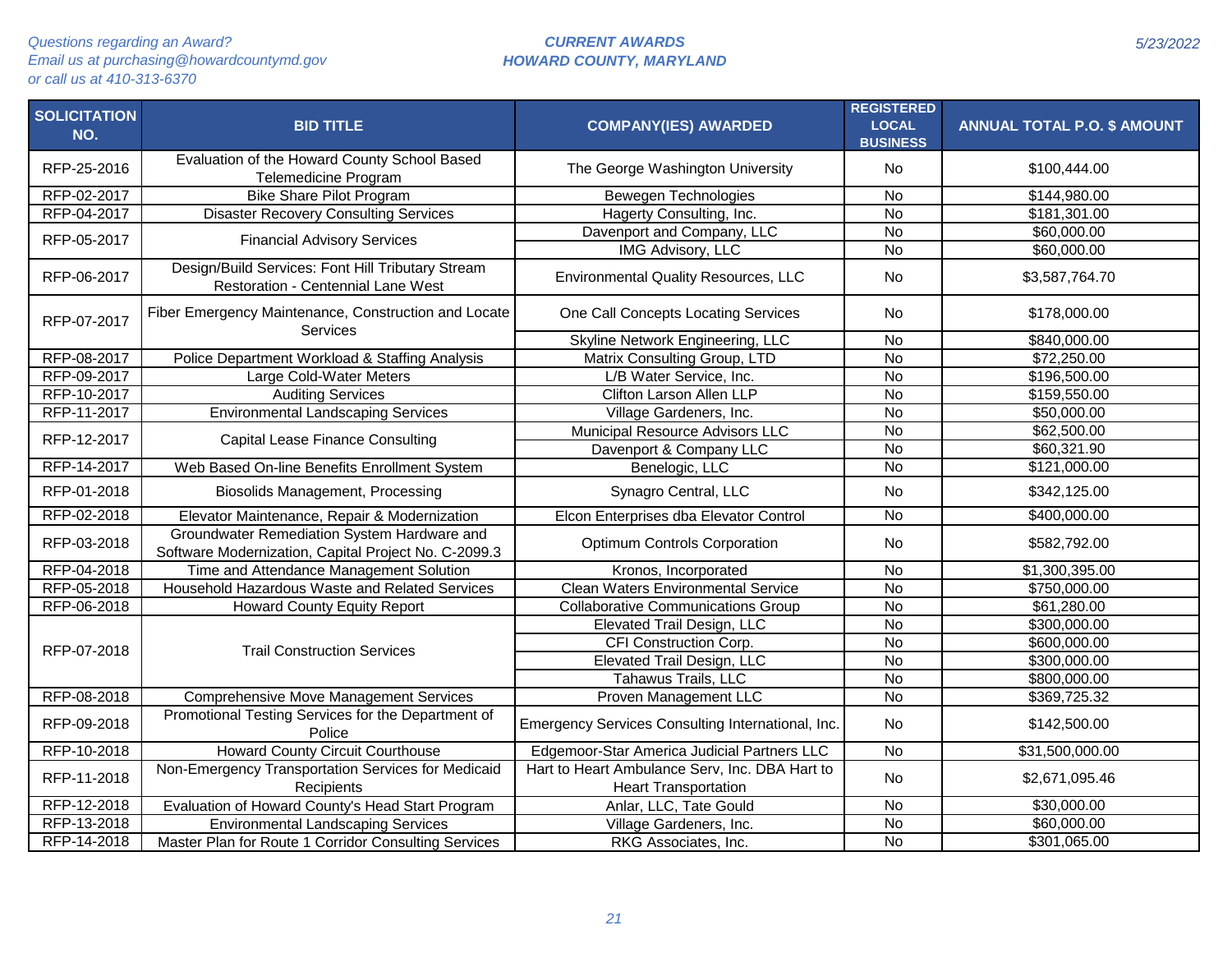*Questions regarding an Award?*
*Email us at purchasing@howardcountymd.gov*
*or call us at 410-313-6370*

***CURRENT AWARDS***
***HOWARD COUNTY, MARYLAND***

*5/23/2022*

| SOLICITATION NO. | BID TITLE | COMPANY(IES) AWARDED | REGISTERED LOCAL BUSINESS | ANNUAL TOTAL P.O. $ AMOUNT |
|---|---|---|---|---|
| RFP-25-2016 | Evaluation of the Howard County School Based Telemedicine Program | The George Washington University | No | $100,444.00 |
| RFP-02-2017 | Bike Share Pilot Program | Bewegen Technologies | No | $144,980.00 |
| RFP-04-2017 | Disaster Recovery Consulting Services | Hagerty Consulting, Inc. | No | $181,301.00 |
| RFP-05-2017 | Financial Advisory Services | Davenport and Company, LLC | No | $60,000.00 |
| | | IMG Advisory, LLC | No | $60,000.00 |
| RFP-06-2017 | Design/Build Services: Font Hill Tributary Stream Restoration - Centennial Lane West | Environmental Quality Resources, LLC | No | $3,587,764.70 |
| RFP-07-2017 | Fiber Emergency Maintenance, Construction and Locate Services | One Call Concepts Locating Services | No | $178,000.00 |
| | | Skyline Network Engineering, LLC | No | $840,000.00 |
| RFP-08-2017 | Police Department Workload & Staffing Analysis | Matrix Consulting Group, LTD | No | $72,250.00 |
| RFP-09-2017 | Large Cold-Water Meters | L/B Water Service, Inc. | No | $196,500.00 |
| RFP-10-2017 | Auditing Services | Clifton Larson Allen LLP | No | $159,550.00 |
| RFP-11-2017 | Environmental Landscaping Services | Village Gardeners, Inc. | No | $50,000.00 |
| RFP-12-2017 | Capital Lease Finance Consulting | Municipal Resource Advisors LLC | No | $62,500.00 |
| | | Davenport & Company LLC | No | $60,321.90 |
| RFP-14-2017 | Web Based On-line Benefits Enrollment System | Benelogic, LLC | No | $121,000.00 |
| RFP-01-2018 | Biosolids Management, Processing | Synagro Central, LLC | No | $342,125.00 |
| RFP-02-2018 | Elevator Maintenance, Repair & Modernization | Elcon Enterprises dba Elevator Control | No | $400,000.00 |
| RFP-03-2018 | Groundwater Remediation System Hardware and Software Modernization, Capital Project No. C-2099.3 | Optimum Controls Corporation | No | $582,792.00 |
| RFP-04-2018 | Time and Attendance Management Solution | Kronos, Incorporated | No | $1,300,395.00 |
| RFP-05-2018 | Household Hazardous Waste and Related Services | Clean Waters Environmental Service | No | $750,000.00 |
| RFP-06-2018 | Howard County Equity Report | Collaborative Communications Group | No | $61,280.00 |
| RFP-07-2018 | Trail Construction Services | Elevated Trail Design, LLC | No | $300,000.00 |
| | | CFI Construction Corp. | No | $600,000.00 |
| | | Elevated Trail Design, LLC | No | $300,000.00 |
| | | Tahawus Trails, LLC | No | $800,000.00 |
| RFP-08-2018 | Comprehensive Move Management Services | Proven Management LLC | No | $369,725.32 |
| RFP-09-2018 | Promotional Testing Services for the Department of Police | Emergency Services Consulting International, Inc. | No | $142,500.00 |
| RFP-10-2018 | Howard County Circuit Courthouse | Edgemoor-Star America Judicial Partners LLC | No | $31,500,000.00 |
| RFP-11-2018 | Non-Emergency Transportation Services for Medicaid Recipients | Hart to Heart Ambulance Serv, Inc. DBA Hart to Heart Transportation | No | $2,671,095.46 |
| RFP-12-2018 | Evaluation of Howard County's Head Start Program | Anlar, LLC, Tate Gould | No | $30,000.00 |
| RFP-13-2018 | Environmental Landscaping Services | Village Gardeners, Inc. | No | $60,000.00 |
| RFP-14-2018 | Master Plan for Route 1 Corridor Consulting Services | RKG Associates, Inc. | No | $301,065.00 |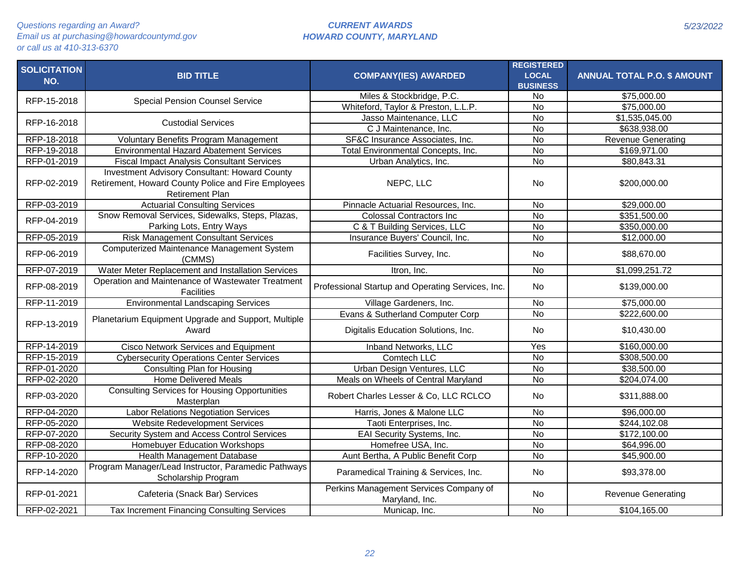Questions regarding an Award?
Email us at purchasing@howardcountymd.gov
or call us at 410-313-6370

**CURRENT AWARDS**
**HOWARD COUNTY, MARYLAND**

5/23/2022

| SOLICITATION NO. | BID TITLE | COMPANY(IES) AWARDED | REGISTERED LOCAL BUSINESS | ANNUAL TOTAL P.O. $ AMOUNT |
|---|---|---|---|---|
| RFP-15-2018 | Special Pension Counsel Service | Miles & Stockbridge, P.C. | No | $75,000.00 |
| | | Whiteford, Taylor & Preston, L.L.P. | No | $75,000.00 |
| RFP-16-2018 | Custodial Services | Jasso Maintenance, LLC | No | $1,535,045.00 |
| | | C J Maintenance, Inc. | No | $638,938.00 |
| RFP-18-2018 | Voluntary Benefits Program Management | SF&C Insurance Associates, Inc. | No | Revenue Generating |
| RFP-19-2018 | Environmental Hazard Abatement Services | Total Environmental Concepts, Inc. | No | $169,971.00 |
| RFP-01-2019 | Fiscal Impact Analysis Consultant Services | Urban Analytics, Inc. | No | $80,843.31 |
| RFP-02-2019 | Investment Advisory Consultant: Howard County Retirement, Howard County Police and Fire Employees Retirement Plan | NEPC, LLC | No | $200,000.00 |
| RFP-03-2019 | Actuarial Consulting Services | Pinnacle Actuarial Resources, Inc. | No | $29,000.00 |
| RFP-04-2019 | Snow Removal Services, Sidewalks, Steps, Plazas, Parking Lots, Entry Ways | Colossal Contractors Inc | No | $351,500.00 |
| | | C & T Building Services, LLC | No | $350,000.00 |
| RFP-05-2019 | Risk Management Consultant Services | Insurance Buyers' Council, Inc. | No | $12,000.00 |
| RFP-06-2019 | Computerized Maintenance Management System (CMMS) | Facilities Survey, Inc. | No | $88,670.00 |
| RFP-07-2019 | Water Meter Replacement and Installation Services | Itron, Inc. | No | $1,099,251.72 |
| RFP-08-2019 | Operation and Maintenance of Wastewater Treatment Facilities | Professional Startup and Operating Services, Inc. | No | $139,000.00 |
| RFP-11-2019 | Environmental Landscaping Services | Village Gardeners, Inc. | No | $75,000.00 |
| RFP-13-2019 | Planetarium Equipment Upgrade and Support, Multiple Award | Evans & Sutherland Computer Corp | No | $222,600.00 |
| | | Digitalis Education Solutions, Inc. | No | $10,430.00 |
| RFP-14-2019 | Cisco Network Services and Equipment | Inband Networks, LLC | Yes | $160,000.00 |
| RFP-15-2019 | Cybersecurity Operations Center Services | Comtech LLC | No | $308,500.00 |
| RFP-01-2020 | Consulting Plan for Housing | Urban Design Ventures, LLC | No | $38,500.00 |
| RFP-02-2020 | Home Delivered Meals | Meals on Wheels of Central Maryland | No | $204,074.00 |
| RFP-03-2020 | Consulting Services for Housing Opportunities Masterplan | Robert Charles Lesser & Co, LLC RCLCO | No | $311,888.00 |
| RFP-04-2020 | Labor Relations Negotiation Services | Harris, Jones & Malone LLC | No | $96,000.00 |
| RFP-05-2020 | Website Redevelopment Services | Taoti Enterprises, Inc. | No | $244,102.08 |
| RFP-07-2020 | Security System and Access Control Services | EAI Security Systems, Inc. | No | $172,100.00 |
| RFP-08-2020 | Homebuyer Education Workshops | Homefree USA, Inc. | No | $64,996.00 |
| RFP-10-2020 | Health Management Database | Aunt Bertha, A Public Benefit Corp | No | $45,900.00 |
| RFP-14-2020 | Program Manager/Lead Instructor, Paramedic Pathways Scholarship Program | Paramedical Training & Services, Inc. | No | $93,378.00 |
| RFP-01-2021 | Cafeteria (Snack Bar) Services | Perkins Management Services Company of Maryland, Inc. | No | Revenue Generating |
| RFP-02-2021 | Tax Increment Financing Consulting Services | Municap, Inc. | No | $104,165.00 |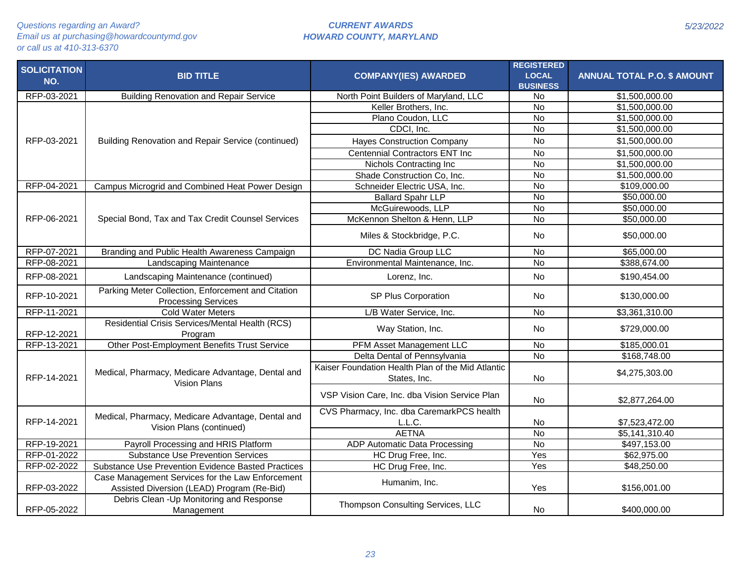*Questions regarding an Award?*
*Email us at purchasing@howardcountymd.gov*
*or call us at 410-313-6370*

***CURRENT AWARDS***
***HOWARD COUNTY, MARYLAND***

*5/23/2022*

| SOLICITATION NO. | BID TITLE | COMPANY(IES) AWARDED | REGISTERED LOCAL BUSINESS | ANNUAL TOTAL P.O. $ AMOUNT |
|---|---|---|---|---|
| RFP-03-2021 | Building Renovation and Repair Service | North Point Builders of Maryland, LLC | No | $1,500,000.00 |
| RFP-03-2021 | Building Renovation and Repair Service (continued) | Keller Brothers, Inc. | No | $1,500,000.00 |
| | | Plano Coudon, LLC | No | $1,500,000.00 |
| | | CDCI, Inc. | No | $1,500,000.00 |
| | | Hayes Construction Company | No | $1,500,000.00 |
| | | Centennial Contractors ENT Inc | No | $1,500,000.00 |
| | | Nichols Contracting Inc | No | $1,500,000.00 |
| | | Shade Construction Co, Inc. | No | $1,500,000.00 |
| RFP-04-2021 | Campus Microgrid and Combined Heat Power Design | Schneider Electric USA, Inc. | No | $109,000.00 |
| RFP-06-2021 | Special Bond, Tax and Tax Credit Counsel Services | Ballard Spahr LLP | No | $50,000.00 |
| | | McGuirewoods, LLP | No | $50,000.00 |
| | | McKennon Shelton & Henn, LLP | No | $50,000.00 |
| | | Miles & Stockbridge, P.C. | No | $50,000.00 |
| RFP-07-2021 | Branding and Public Health Awareness Campaign | DC Nadia Group LLC | No | $65,000.00 |
| RFP-08-2021 | Landscaping Maintenance | Environmental Maintenance, Inc. | No | $388,674.00 |
| RFP-08-2021 | Landscaping Maintenance (continued) | Lorenz, Inc. | No | $190,454.00 |
| RFP-10-2021 | Parking Meter Collection, Enforcement and Citation Processing Services | SP Plus Corporation | No | $130,000.00 |
| RFP-11-2021 | Cold Water Meters | L/B Water Service, Inc. | No | $3,361,310.00 |
| RFP-12-2021 | Residential Crisis Services/Mental Health (RCS) Program | Way Station, Inc. | No | $729,000.00 |
| RFP-13-2021 | Other Post-Employment Benefits Trust Service | PFM Asset Management LLC | No | $185,000.01 |
| RFP-14-2021 | Medical, Pharmacy, Medicare Advantage, Dental and Vision Plans | Delta Dental of Pennsylvania | No | $168,748.00 |
| | | Kaiser Foundation Health Plan of the Mid Atlantic States, Inc. | No | $4,275,303.00 |
| | | VSP Vision Care, Inc. dba Vision Service Plan | No | $2,877,264.00 |
| RFP-14-2021 | Medical, Pharmacy, Medicare Advantage, Dental and Vision Plans (continued) | CVS Pharmacy, Inc. dba CaremarkPCS health L.L.C. | No | $7,523,472.00 |
| | | AETNA | No | $5,141,310.40 |
| RFP-19-2021 | Payroll Processing and HRIS Platform | ADP Automatic Data Processing | No | $497,153.00 |
| RFP-01-2022 | Substance Use Prevention Services | HC Drug Free, Inc. | Yes | $62,975.00 |
| RFP-02-2022 | Substance Use Prevention Evidence Basted Practices | HC Drug Free, Inc. | Yes | $48,250.00 |
| RFP-03-2022 | Case Management Services for the Law Enforcement Assisted Diversion (LEAD) Program (Re-Bid) | Humanim, Inc. | Yes | $156,001.00 |
| RFP-05-2022 | Debris Clean -Up Monitoring and Response Management | Thompson Consulting Services, LLC | No | $400,000.00 |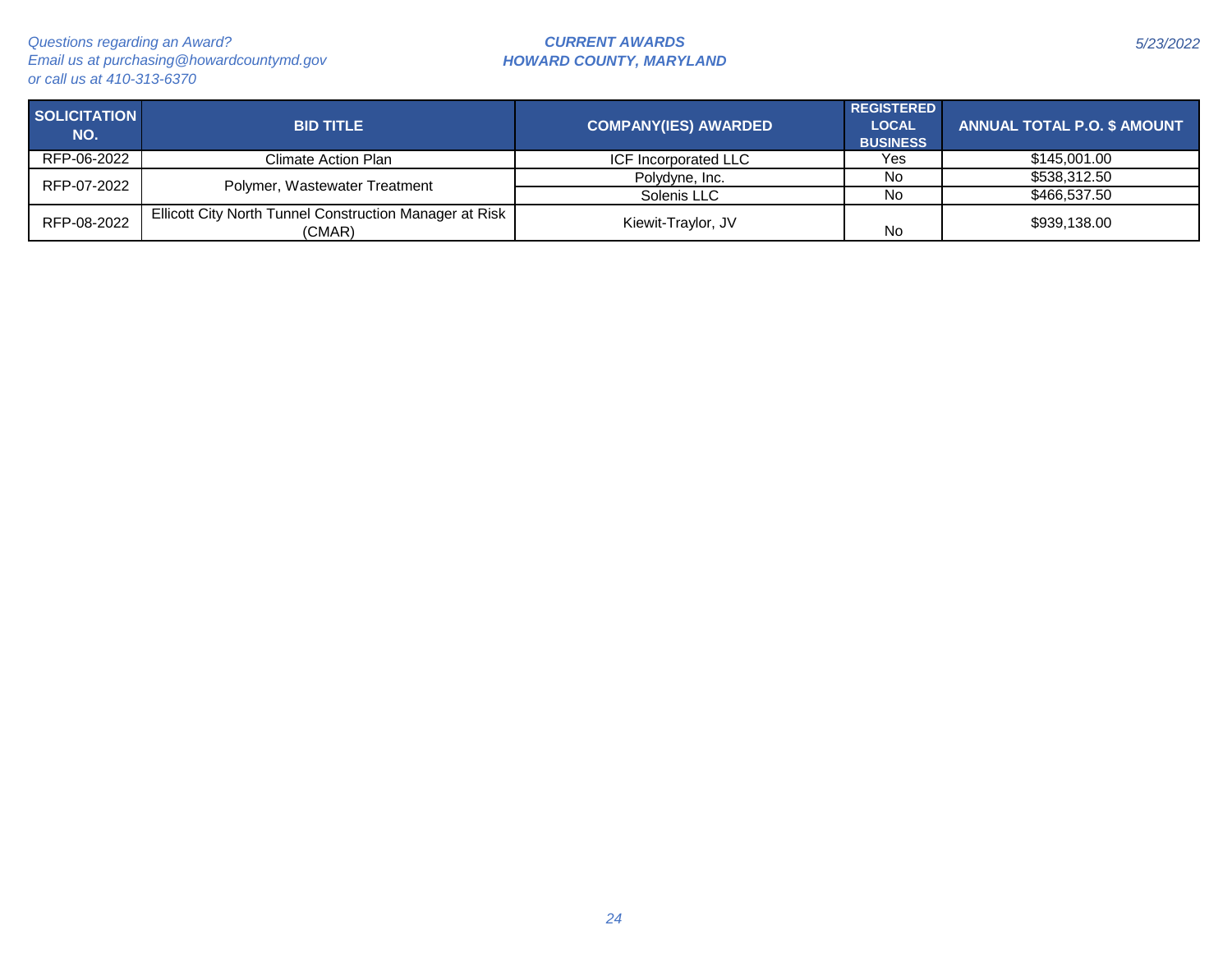*Questions regarding an Award?*
*Email us at purchasing@howardcountymd.gov*
*or call us at 410-313-6370*

***CURRENT AWARDS***
***HOWARD COUNTY, MARYLAND***

*5/23/2022*

| SOLICITATION NO. | BID TITLE | COMPANY(IES) AWARDED | REGISTERED LOCAL BUSINESS | ANNUAL TOTAL P.O. $ AMOUNT |
|---|---|---|---|---|
| RFP-06-2022 | Climate Action Plan | ICF Incorporated LLC | Yes | $145,001.00 |
| RFP-07-2022 | Polymer, Wastewater Treatment | Polydyne, Inc. | No | $538,312.50 |
| | | Solenis LLC | No | $466,537.50 |
| RFP-08-2022 | Ellicott City North Tunnel Construction Manager at Risk (CMAR) | Kiewit-Traylor, JV | No | $939,138.00 |